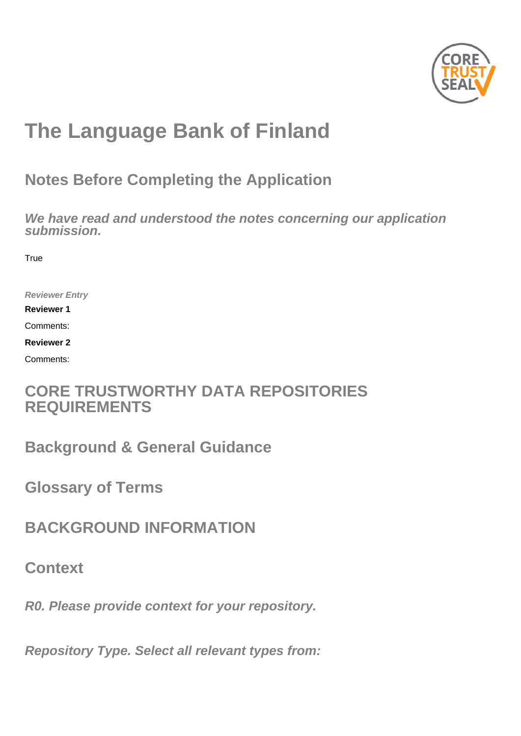# The Language Bank of Finland

## Notes Before Completing the Application

### *We have read and understood the notes concerning our application submission.*

True

***Reviewer Entry***

**Reviewer 1**

Comments:

**Reviewer 2**

Comments:

## CORE TRUSTWORTHY DATA REPOSITORIES REQUIREMENTS

## Background & General Guidance

## Glossary of Terms

## BACKGROUND INFORMATION

## Context

### *R0. Please provide context for your repository.*

### *Repository Type. Select all relevant types from:*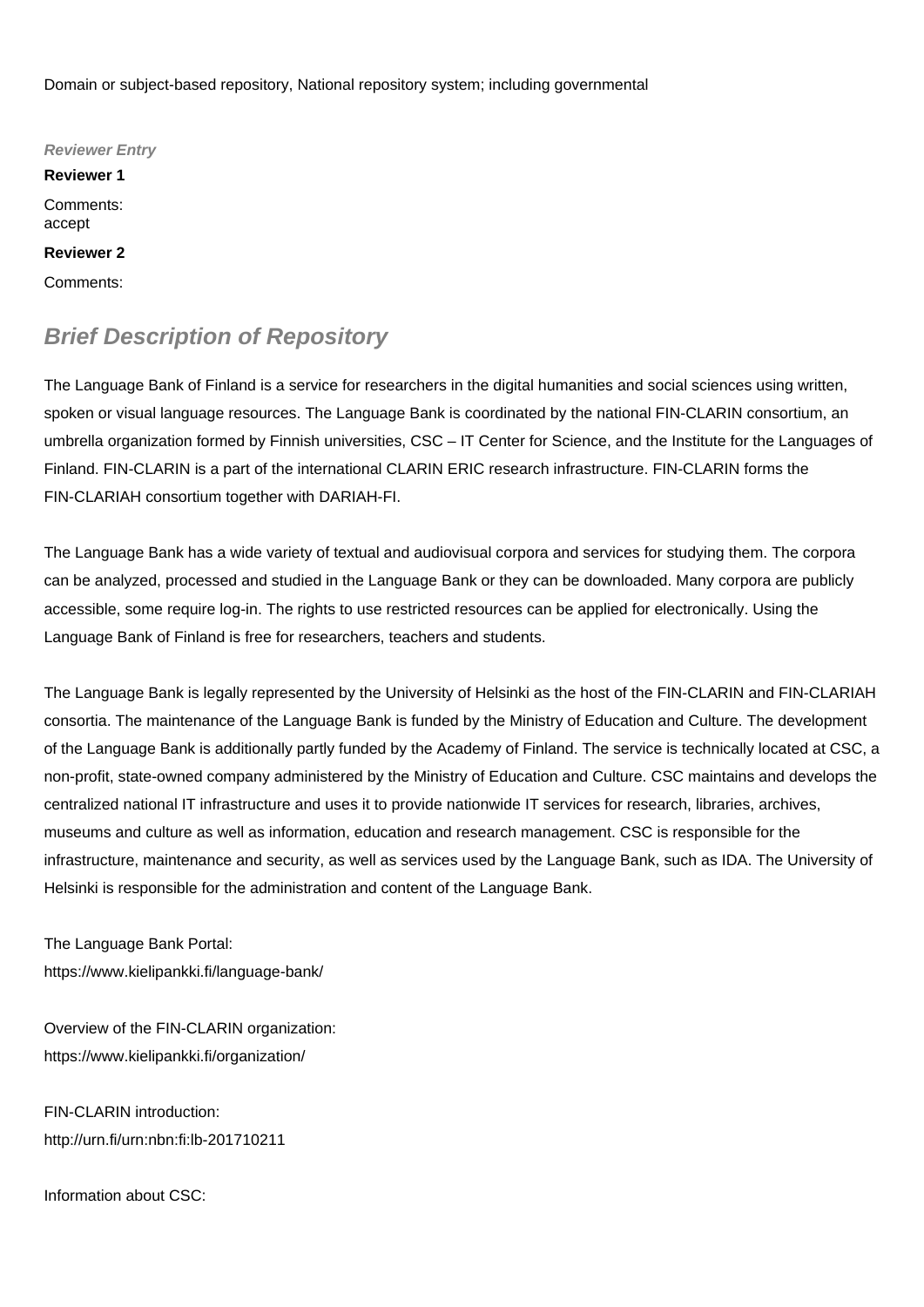Domain or subject-based repository, National repository system; including governmental

***Reviewer Entry***

**Reviewer 1**

Comments:
accept

**Reviewer 2**

Comments:

## ***Brief Description of Repository***

The Language Bank of Finland is a service for researchers in the digital humanities and social sciences using written, spoken or visual language resources. The Language Bank is coordinated by the national FIN-CLARIN consortium, an umbrella organization formed by Finnish universities, CSC – IT Center for Science, and the Institute for the Languages of Finland. FIN-CLARIN is a part of the international CLARIN ERIC research infrastructure. FIN-CLARIN forms the FIN-CLARIAH consortium together with DARIAH-FI.

The Language Bank has a wide variety of textual and audiovisual corpora and services for studying them. The corpora can be analyzed, processed and studied in the Language Bank or they can be downloaded. Many corpora are publicly accessible, some require log-in. The rights to use restricted resources can be applied for electronically. Using the Language Bank of Finland is free for researchers, teachers and students.

The Language Bank is legally represented by the University of Helsinki as the host of the FIN-CLARIN and FIN-CLARIAH consortia. The maintenance of the Language Bank is funded by the Ministry of Education and Culture. The development of the Language Bank is additionally partly funded by the Academy of Finland. The service is technically located at CSC, a non-profit, state-owned company administered by the Ministry of Education and Culture. CSC maintains and develops the centralized national IT infrastructure and uses it to provide nationwide IT services for research, libraries, archives, museums and culture as well as information, education and research management. CSC is responsible for the infrastructure, maintenance and security, as well as services used by the Language Bank, such as IDA. The University of Helsinki is responsible for the administration and content of the Language Bank.

The Language Bank Portal:
https://www.kielipankki.fi/language-bank/

Overview of the FIN-CLARIN organization:
https://www.kielipankki.fi/organization/

FIN-CLARIN introduction:
http://urn.fi/urn:nbn:fi:lb-201710211

Information about CSC: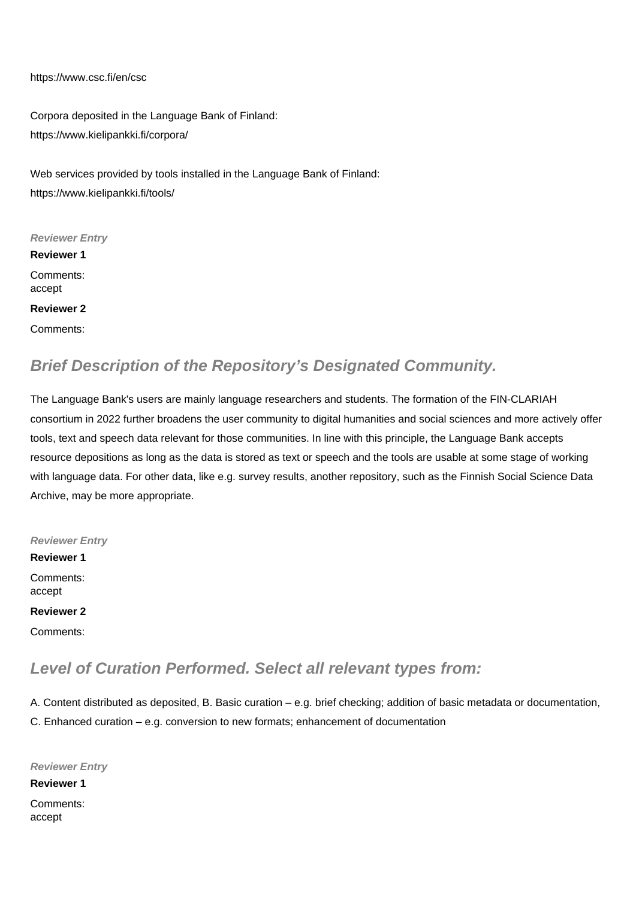https://www.csc.fi/en/csc

Corpora deposited in the Language Bank of Finland:
https://www.kielipankki.fi/corpora/

Web services provided by tools installed in the Language Bank of Finland:
https://www.kielipankki.fi/tools/

*Reviewer Entry*

**Reviewer 1**

Comments:
accept

**Reviewer 2**

Comments:

## Brief Description of the Repository's Designated Community.

The Language Bank's users are mainly language researchers and students. The formation of the FIN-CLARIAH consortium in 2022 further broadens the user community to digital humanities and social sciences and more actively offer tools, text and speech data relevant for those communities. In line with this principle, the Language Bank accepts resource depositions as long as the data is stored as text or speech and the tools are usable at some stage of working with language data. For other data, like e.g. survey results, another repository, such as the Finnish Social Science Data Archive, may be more appropriate.

*Reviewer Entry*

**Reviewer 1**

Comments:
accept

**Reviewer 2**

Comments:

## Level of Curation Performed. Select all relevant types from:

A. Content distributed as deposited, B. Basic curation – e.g. brief checking; addition of basic metadata or documentation, C. Enhanced curation – e.g. conversion to new formats; enhancement of documentation

*Reviewer Entry*

**Reviewer 1**

Comments:
accept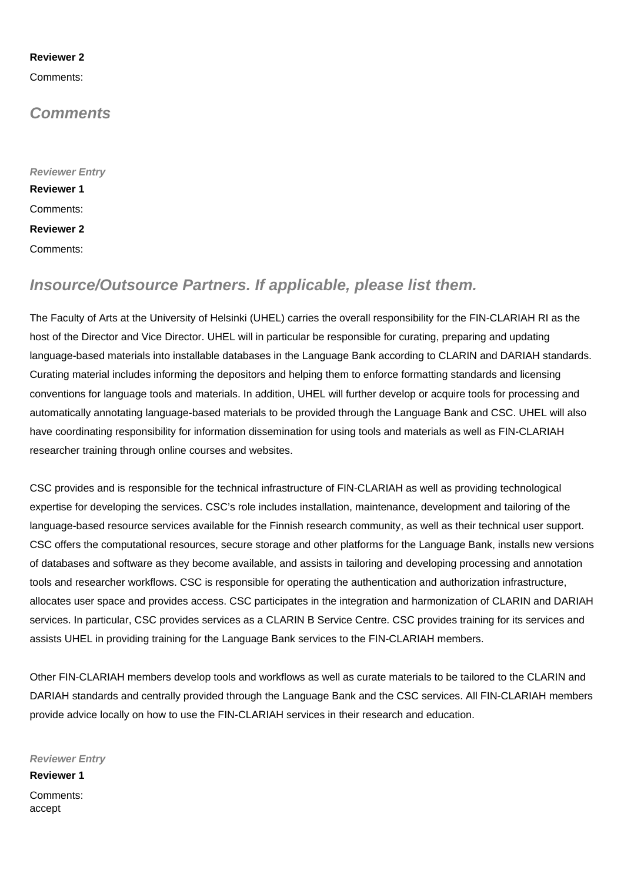**Reviewer 2**

Comments:

## *Comments*

***Reviewer Entry***

**Reviewer 1**

Comments:

**Reviewer 2**

Comments:

## *Insource/Outsource Partners. If applicable, please list them.*

The Faculty of Arts at the University of Helsinki (UHEL) carries the overall responsibility for the FIN-CLARIAH RI as the host of the Director and Vice Director. UHEL will in particular be responsible for curating, preparing and updating language-based materials into installable databases in the Language Bank according to CLARIN and DARIAH standards. Curating material includes informing the depositors and helping them to enforce formatting standards and licensing conventions for language tools and materials. In addition, UHEL will further develop or acquire tools for processing and automatically annotating language-based materials to be provided through the Language Bank and CSC. UHEL will also have coordinating responsibility for information dissemination for using tools and materials as well as FIN-CLARIAH researcher training through online courses and websites.

CSC provides and is responsible for the technical infrastructure of FIN-CLARIAH as well as providing technological expertise for developing the services. CSC's role includes installation, maintenance, development and tailoring of the language-based resource services available for the Finnish research community, as well as their technical user support. CSC offers the computational resources, secure storage and other platforms for the Language Bank, installs new versions of databases and software as they become available, and assists in tailoring and developing processing and annotation tools and researcher workflows. CSC is responsible for operating the authentication and authorization infrastructure, allocates user space and provides access. CSC participates in the integration and harmonization of CLARIN and DARIAH services. In particular, CSC provides services as a CLARIN B Service Centre. CSC provides training for its services and assists UHEL in providing training for the Language Bank services to the FIN-CLARIAH members.

Other FIN-CLARIAH members develop tools and workflows as well as curate materials to be tailored to the CLARIN and DARIAH standards and centrally provided through the Language Bank and the CSC services. All FIN-CLARIAH members provide advice locally on how to use the FIN-CLARIAH services in their research and education.

***Reviewer Entry***

**Reviewer 1**

Comments:
accept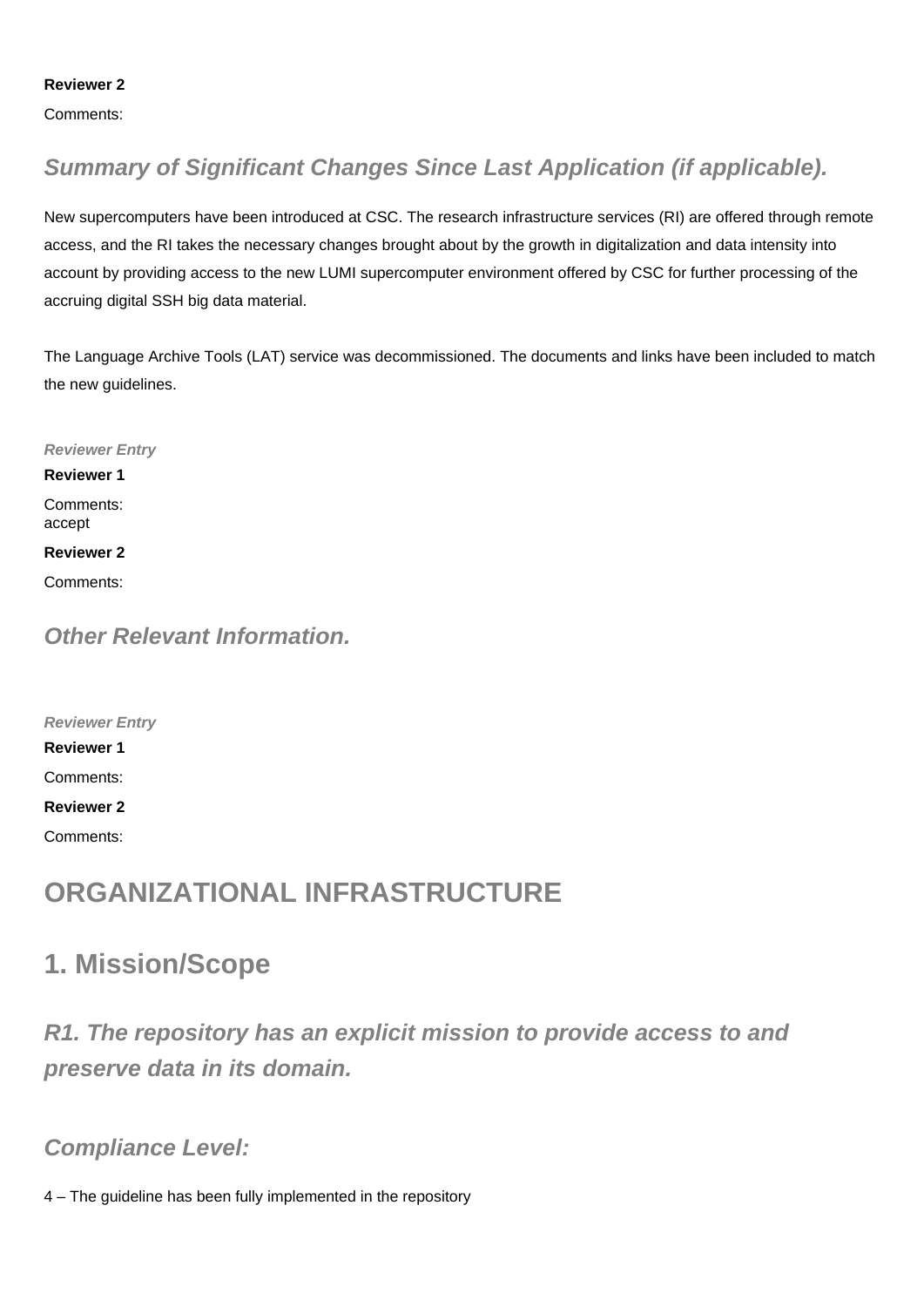**Reviewer 2**

Comments:

### *Summary of Significant Changes Since Last Application (if applicable).*

New supercomputers have been introduced at CSC. The research infrastructure services (RI) are offered through remote access, and the RI takes the necessary changes brought about by the growth in digitalization and data intensity into account by providing access to the new LUMI supercomputer environment offered by CSC for further processing of the accruing digital SSH big data material.

The Language Archive Tools (LAT) service was decommissioned. The documents and links have been included to match the new guidelines.

*Reviewer Entry*

**Reviewer 1**

Comments:
accept

**Reviewer 2**

Comments:

### *Other Relevant Information.*

*Reviewer Entry*

**Reviewer 1**

Comments:

**Reviewer 2**

Comments:

# ORGANIZATIONAL INFRASTRUCTURE

## 1. Mission/Scope

### *R1. The repository has an explicit mission to provide access to and preserve data in its domain.*

### *Compliance Level:*

4 – The guideline has been fully implemented in the repository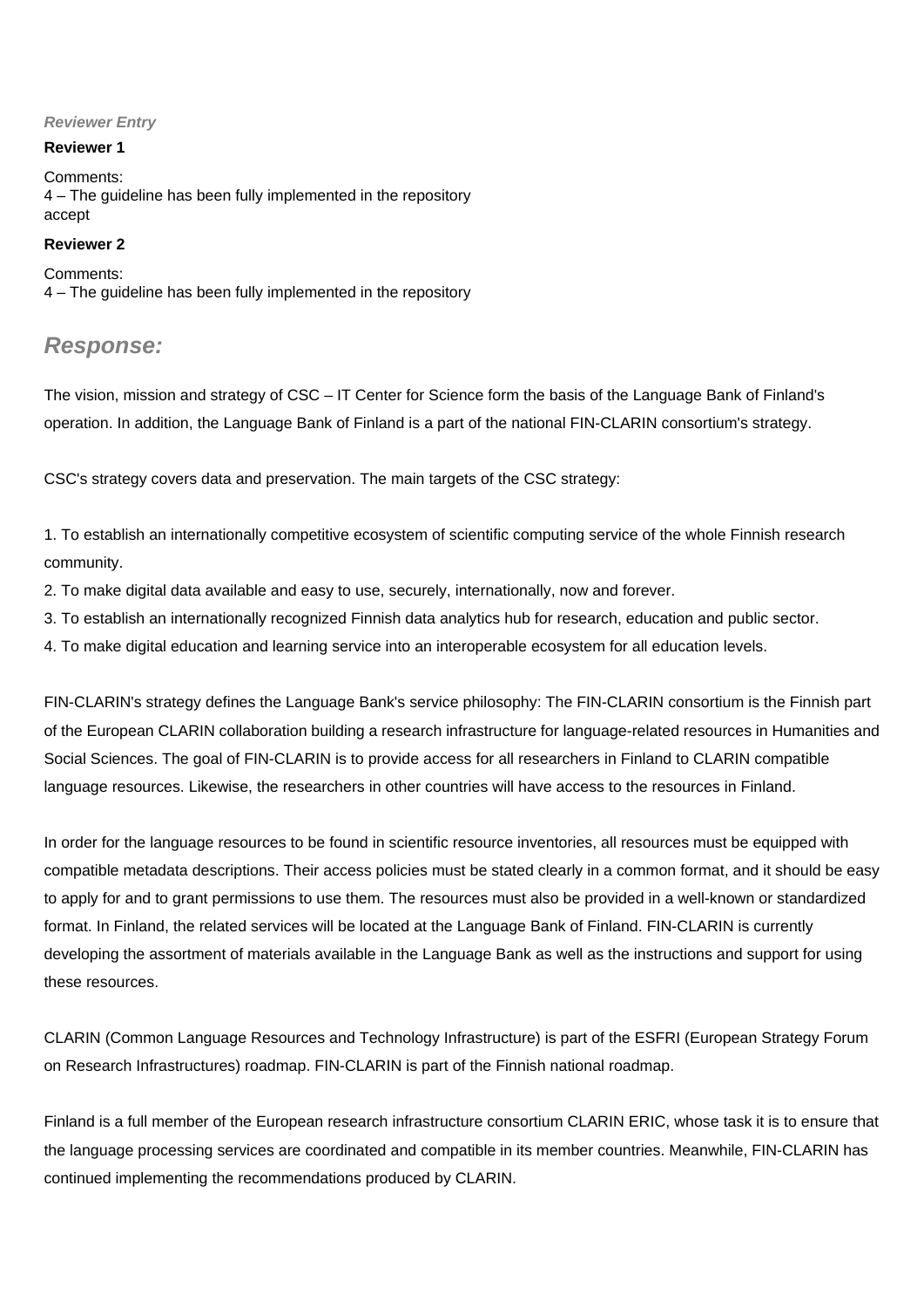*Reviewer Entry*

**Reviewer 1**

Comments:
4 – The guideline has been fully implemented in the repository
accept

**Reviewer 2**

Comments:
4 – The guideline has been fully implemented in the repository

## *Response:*

The vision, mission and strategy of CSC – IT Center for Science form the basis of the Language Bank of Finland's operation. In addition, the Language Bank of Finland is a part of the national FIN-CLARIN consortium's strategy.

CSC's strategy covers data and preservation. The main targets of the CSC strategy:

1. To establish an internationally competitive ecosystem of scientific computing service of the whole Finnish research community.
2. To make digital data available and easy to use, securely, internationally, now and forever.
3. To establish an internationally recognized Finnish data analytics hub for research, education and public sector.
4. To make digital education and learning service into an interoperable ecosystem for all education levels.

FIN-CLARIN's strategy defines the Language Bank's service philosophy: The FIN-CLARIN consortium is the Finnish part of the European CLARIN collaboration building a research infrastructure for language-related resources in Humanities and Social Sciences. The goal of FIN-CLARIN is to provide access for all researchers in Finland to CLARIN compatible language resources. Likewise, the researchers in other countries will have access to the resources in Finland.

In order for the language resources to be found in scientific resource inventories, all resources must be equipped with compatible metadata descriptions. Their access policies must be stated clearly in a common format, and it should be easy to apply for and to grant permissions to use them. The resources must also be provided in a well-known or standardized format. In Finland, the related services will be located at the Language Bank of Finland. FIN-CLARIN is currently developing the assortment of materials available in the Language Bank as well as the instructions and support for using these resources.

CLARIN (Common Language Resources and Technology Infrastructure) is part of the ESFRI (European Strategy Forum on Research Infrastructures) roadmap. FIN-CLARIN is part of the Finnish national roadmap.

Finland is a full member of the European research infrastructure consortium CLARIN ERIC, whose task it is to ensure that the language processing services are coordinated and compatible in its member countries. Meanwhile, FIN-CLARIN has continued implementing the recommendations produced by CLARIN.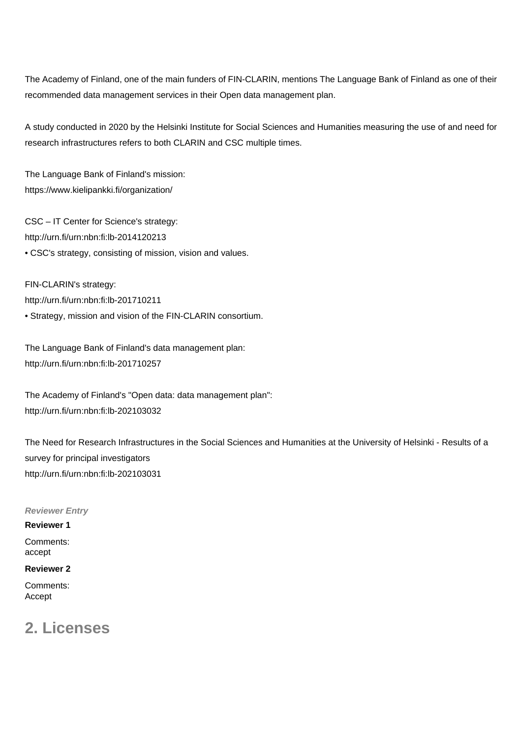The Academy of Finland, one of the main funders of FIN-CLARIN, mentions The Language Bank of Finland as one of their recommended data management services in their Open data management plan.

A study conducted in 2020 by the Helsinki Institute for Social Sciences and Humanities measuring the use of and need for research infrastructures refers to both CLARIN and CSC multiple times.

The Language Bank of Finland's mission:
https://www.kielipankki.fi/organization/

CSC – IT Center for Science's strategy:
http://urn.fi/urn:nbn:fi:lb-2014120213
• CSC's strategy, consisting of mission, vision and values.

FIN-CLARIN's strategy:
http://urn.fi/urn:nbn:fi:lb-201710211
• Strategy, mission and vision of the FIN-CLARIN consortium.

The Language Bank of Finland's data management plan:
http://urn.fi/urn:nbn:fi:lb-201710257

The Academy of Finland's "Open data: data management plan":
http://urn.fi/urn:nbn:fi:lb-202103032

The Need for Research Infrastructures in the Social Sciences and Humanities at the University of Helsinki - Results of a survey for principal investigators
http://urn.fi/urn:nbn:fi:lb-202103031

***Reviewer Entry***

**Reviewer 1**

Comments:
accept

**Reviewer 2**

Comments:
Accept

## 2. Licenses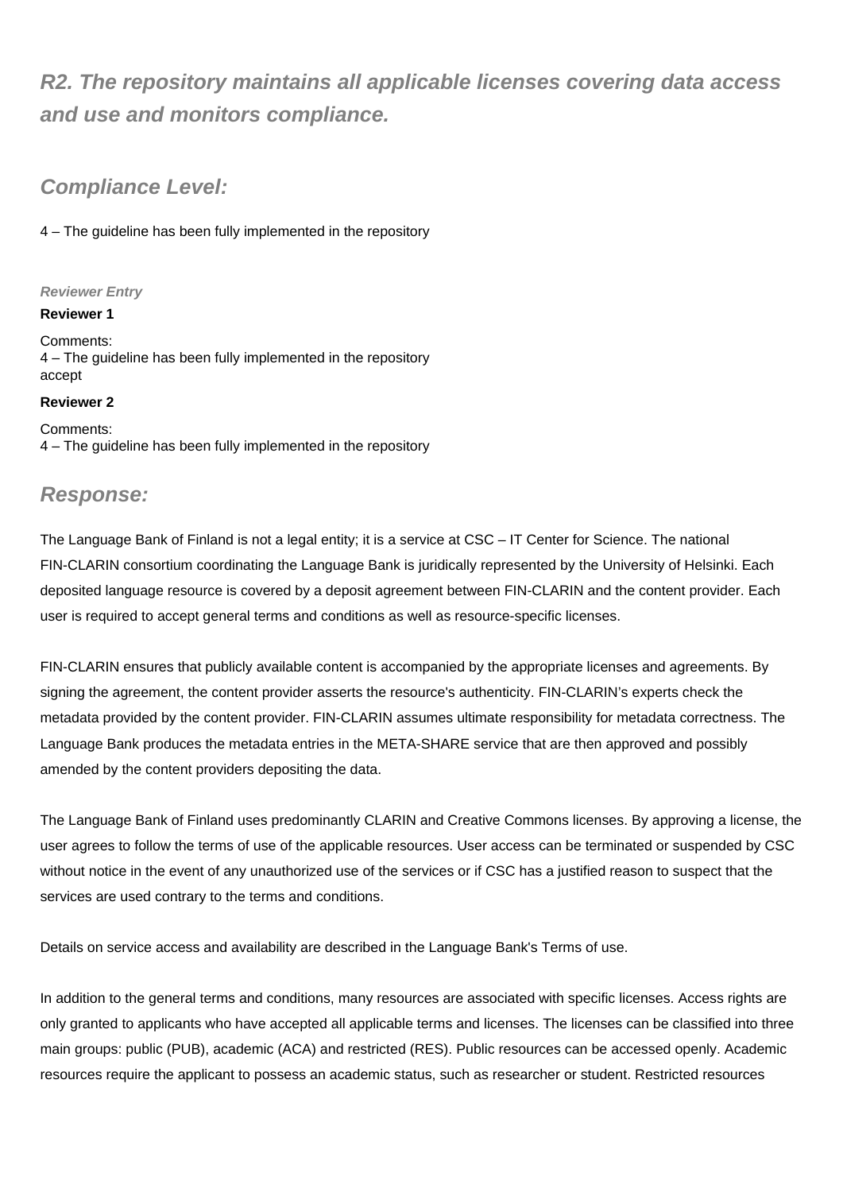## R2. The repository maintains all applicable licenses covering data access and use and monitors compliance.

## Compliance Level:

4 – The guideline has been fully implemented in the repository

*Reviewer Entry*

**Reviewer 1**

Comments:
4 – The guideline has been fully implemented in the repository
accept

**Reviewer 2**

Comments:
4 – The guideline has been fully implemented in the repository

## Response:

The Language Bank of Finland is not a legal entity; it is a service at CSC – IT Center for Science. The national FIN-CLARIN consortium coordinating the Language Bank is juridically represented by the University of Helsinki. Each deposited language resource is covered by a deposit agreement between FIN-CLARIN and the content provider. Each user is required to accept general terms and conditions as well as resource-specific licenses.

FIN-CLARIN ensures that publicly available content is accompanied by the appropriate licenses and agreements. By signing the agreement, the content provider asserts the resource's authenticity. FIN-CLARIN's experts check the metadata provided by the content provider. FIN-CLARIN assumes ultimate responsibility for metadata correctness. The Language Bank produces the metadata entries in the META-SHARE service that are then approved and possibly amended by the content providers depositing the data.

The Language Bank of Finland uses predominantly CLARIN and Creative Commons licenses. By approving a license, the user agrees to follow the terms of use of the applicable resources. User access can be terminated or suspended by CSC without notice in the event of any unauthorized use of the services or if CSC has a justified reason to suspect that the services are used contrary to the terms and conditions.

Details on service access and availability are described in the Language Bank's Terms of use.

In addition to the general terms and conditions, many resources are associated with specific licenses. Access rights are only granted to applicants who have accepted all applicable terms and licenses. The licenses can be classified into three main groups: public (PUB), academic (ACA) and restricted (RES). Public resources can be accessed openly. Academic resources require the applicant to possess an academic status, such as researcher or student. Restricted resources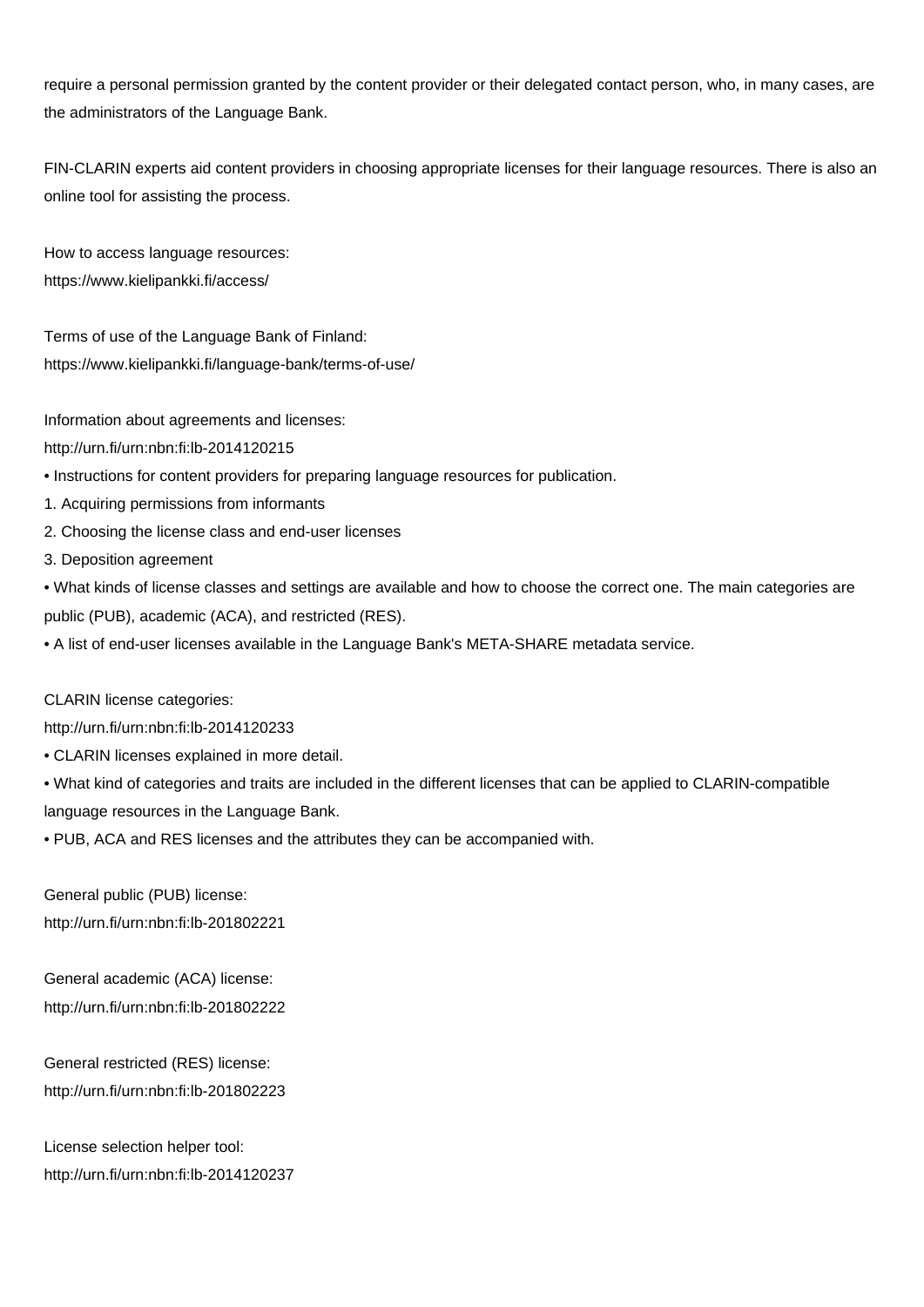require a personal permission granted by the content provider or their delegated contact person, who, in many cases, are the administrators of the Language Bank.

FIN-CLARIN experts aid content providers in choosing appropriate licenses for their language resources. There is also an online tool for assisting the process.

How to access language resources:
https://www.kielipankki.fi/access/

Terms of use of the Language Bank of Finland:
https://www.kielipankki.fi/language-bank/terms-of-use/

Information about agreements and licenses:
http://urn.fi/urn:nbn:fi:lb-2014120215

- Instructions for content providers for preparing language resources for publication.

1. Acquiring permissions from informants
2. Choosing the license class and end-user licenses
3. Deposition agreement

- What kinds of license classes and settings are available and how to choose the correct one. The main categories are public (PUB), academic (ACA), and restricted (RES).
- A list of end-user licenses available in the Language Bank's META-SHARE metadata service.

CLARIN license categories:
http://urn.fi/urn:nbn:fi:lb-2014120233

- CLARIN licenses explained in more detail.
- What kind of categories and traits are included in the different licenses that can be applied to CLARIN-compatible language resources in the Language Bank.
- PUB, ACA and RES licenses and the attributes they can be accompanied with.

General public (PUB) license:
http://urn.fi/urn:nbn:fi:lb-201802221

General academic (ACA) license:
http://urn.fi/urn:nbn:fi:lb-201802222

General restricted (RES) license:
http://urn.fi/urn:nbn:fi:lb-201802223

License selection helper tool:
http://urn.fi/urn:nbn:fi:lb-2014120237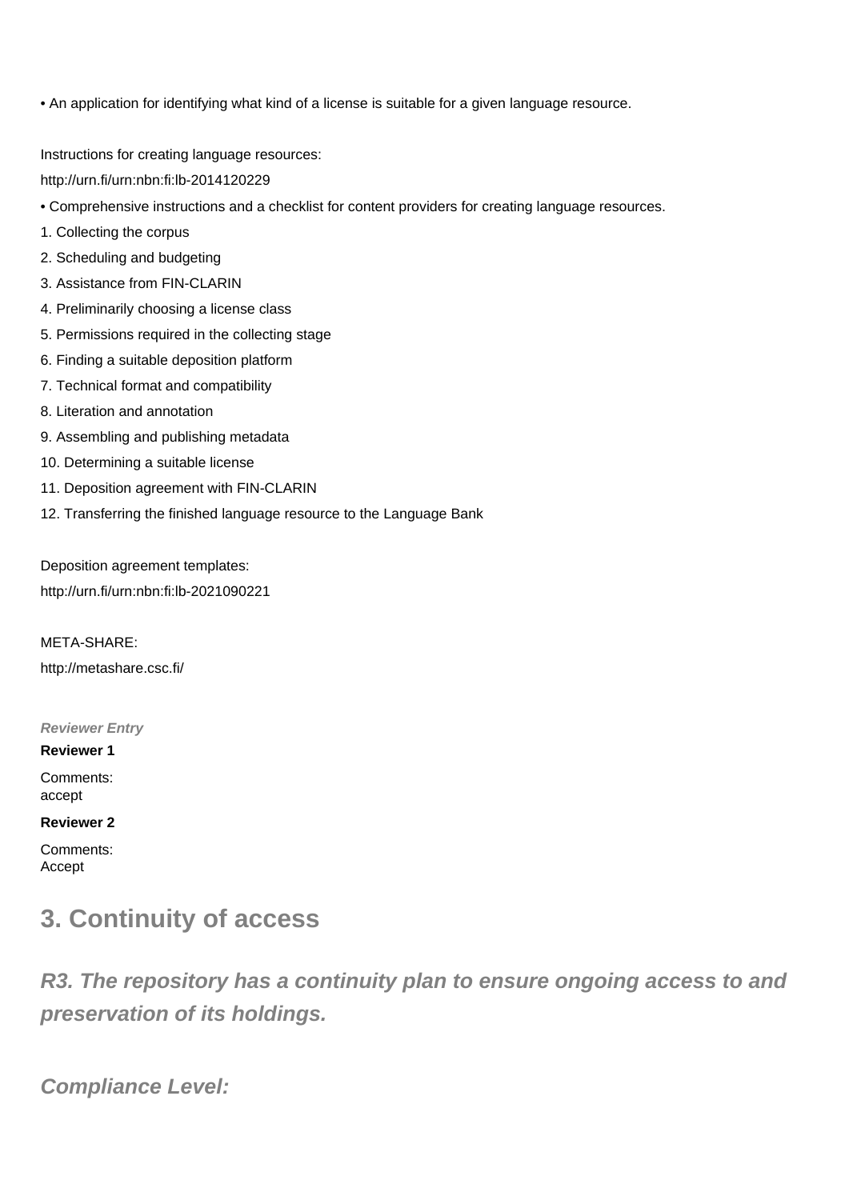• An application for identifying what kind of a license is suitable for a given language resource.

Instructions for creating language resources:

http://urn.fi/urn:nbn:fi:lb-2014120229

• Comprehensive instructions and a checklist for content providers for creating language resources.

1. Collecting the corpus
2. Scheduling and budgeting
3. Assistance from FIN-CLARIN
4. Preliminarily choosing a license class
5. Permissions required in the collecting stage
6. Finding a suitable deposition platform
7. Technical format and compatibility
8. Literation and annotation
9. Assembling and publishing metadata
10. Determining a suitable license
11. Deposition agreement with FIN-CLARIN
12. Transferring the finished language resource to the Language Bank

Deposition agreement templates:

http://urn.fi/urn:nbn:fi:lb-2021090221

META-SHARE:

http://metashare.csc.fi/

***Reviewer Entry***

**Reviewer 1**

Comments:
accept

**Reviewer 2**

Comments:
Accept

## 3. Continuity of access

### *R3. The repository has a continuity plan to ensure ongoing access to and preservation of its holdings.*

### *Compliance Level:*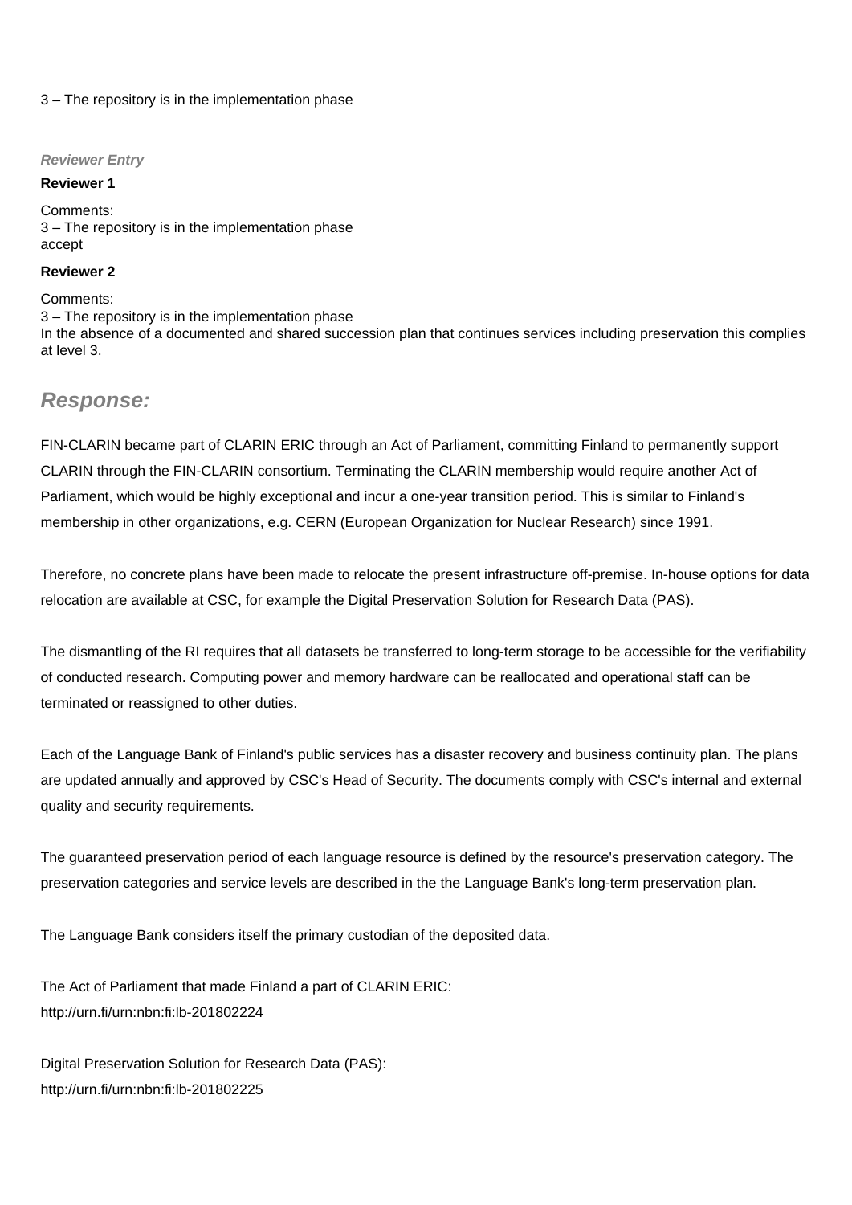3 – The repository is in the implementation phase

***Reviewer Entry***

**Reviewer 1**

Comments:
3 – The repository is in the implementation phase
accept

**Reviewer 2**

Comments:
3 – The repository is in the implementation phase
In the absence of a documented and shared succession plan that continues services including preservation this complies at level 3.

## *Response:*

FIN-CLARIN became part of CLARIN ERIC through an Act of Parliament, committing Finland to permanently support CLARIN through the FIN-CLARIN consortium. Terminating the CLARIN membership would require another Act of Parliament, which would be highly exceptional and incur a one-year transition period. This is similar to Finland's membership in other organizations, e.g. CERN (European Organization for Nuclear Research) since 1991.

Therefore, no concrete plans have been made to relocate the present infrastructure off-premise. In-house options for data relocation are available at CSC, for example the Digital Preservation Solution for Research Data (PAS).

The dismantling of the RI requires that all datasets be transferred to long-term storage to be accessible for the verifiability of conducted research. Computing power and memory hardware can be reallocated and operational staff can be terminated or reassigned to other duties.

Each of the Language Bank of Finland's public services has a disaster recovery and business continuity plan. The plans are updated annually and approved by CSC's Head of Security. The documents comply with CSC's internal and external quality and security requirements.

The guaranteed preservation period of each language resource is defined by the resource's preservation category. The preservation categories and service levels are described in the the Language Bank's long-term preservation plan.

The Language Bank considers itself the primary custodian of the deposited data.

The Act of Parliament that made Finland a part of CLARIN ERIC:
http://urn.fi/urn:nbn:fi:lb-201802224

Digital Preservation Solution for Research Data (PAS):
http://urn.fi/urn:nbn:fi:lb-201802225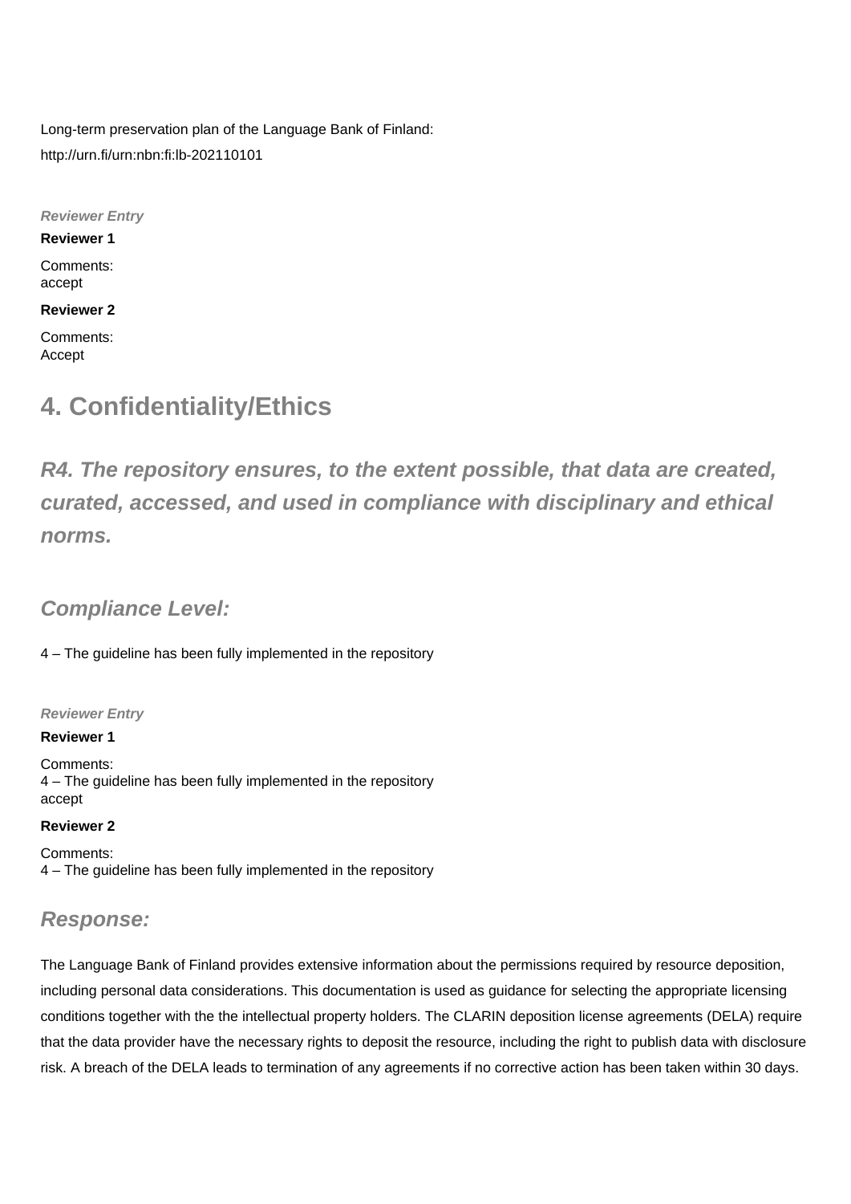Long-term preservation plan of the Language Bank of Finland:
http://urn.fi/urn:nbn:fi:lb-202110101

***Reviewer Entry***

**Reviewer 1**

Comments:
accept

**Reviewer 2**

Comments:
Accept

## 4. Confidentiality/Ethics

### *R4. The repository ensures, to the extent possible, that data are created, curated, accessed, and used in compliance with disciplinary and ethical norms.*

### *Compliance Level:*

4 – The guideline has been fully implemented in the repository

***Reviewer Entry***

**Reviewer 1**

Comments:
4 – The guideline has been fully implemented in the repository
accept

**Reviewer 2**

Comments:
4 – The guideline has been fully implemented in the repository

### *Response:*

The Language Bank of Finland provides extensive information about the permissions required by resource deposition, including personal data considerations. This documentation is used as guidance for selecting the appropriate licensing conditions together with the the intellectual property holders. The CLARIN deposition license agreements (DELA) require that the data provider have the necessary rights to deposit the resource, including the right to publish data with disclosure risk. A breach of the DELA leads to termination of any agreements if no corrective action has been taken within 30 days.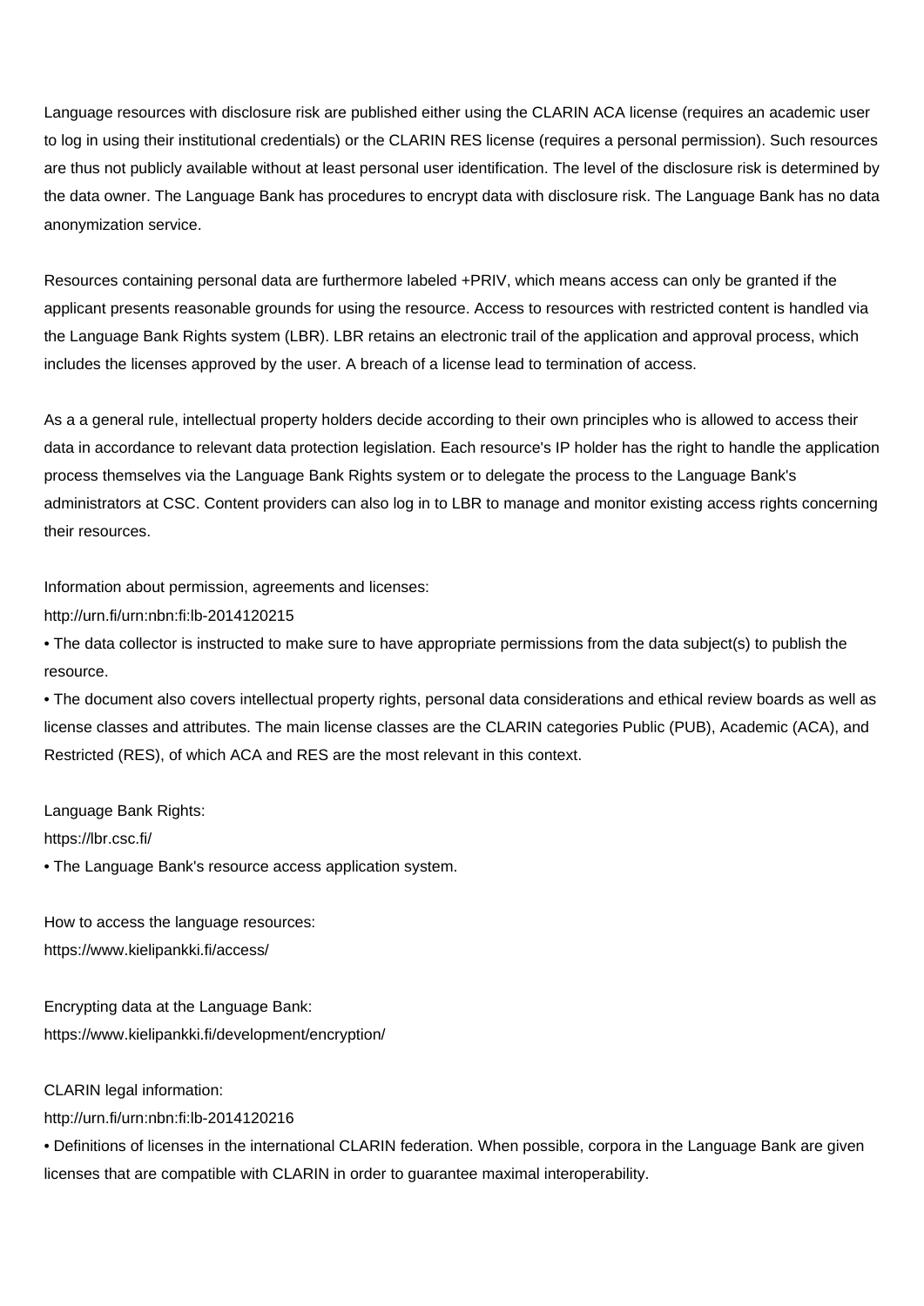Language resources with disclosure risk are published either using the CLARIN ACA license (requires an academic user to log in using their institutional credentials) or the CLARIN RES license (requires a personal permission). Such resources are thus not publicly available without at least personal user identification. The level of the disclosure risk is determined by the data owner. The Language Bank has procedures to encrypt data with disclosure risk. The Language Bank has no data anonymization service.

Resources containing personal data are furthermore labeled +PRIV, which means access can only be granted if the applicant presents reasonable grounds for using the resource. Access to resources with restricted content is handled via the Language Bank Rights system (LBR). LBR retains an electronic trail of the application and approval process, which includes the licenses approved by the user. A breach of a license lead to termination of access.

As a a general rule, intellectual property holders decide according to their own principles who is allowed to access their data in accordance to relevant data protection legislation. Each resource's IP holder has the right to handle the application process themselves via the Language Bank Rights system or to delegate the process to the Language Bank's administrators at CSC. Content providers can also log in to LBR to manage and monitor existing access rights concerning their resources.

Information about permission, agreements and licenses:
http://urn.fi/urn:nbn:fi:lb-2014120215

- The data collector is instructed to make sure to have appropriate permissions from the data subject(s) to publish the resource.
- The document also covers intellectual property rights, personal data considerations and ethical review boards as well as license classes and attributes. The main license classes are the CLARIN categories Public (PUB), Academic (ACA), and Restricted (RES), of which ACA and RES are the most relevant in this context.

Language Bank Rights:
https://lbr.csc.fi/

- The Language Bank's resource access application system.

How to access the language resources:
https://www.kielipankki.fi/access/

Encrypting data at the Language Bank:
https://www.kielipankki.fi/development/encryption/

CLARIN legal information:
http://urn.fi/urn:nbn:fi:lb-2014120216

- Definitions of licenses in the international CLARIN federation. When possible, corpora in the Language Bank are given licenses that are compatible with CLARIN in order to guarantee maximal interoperability.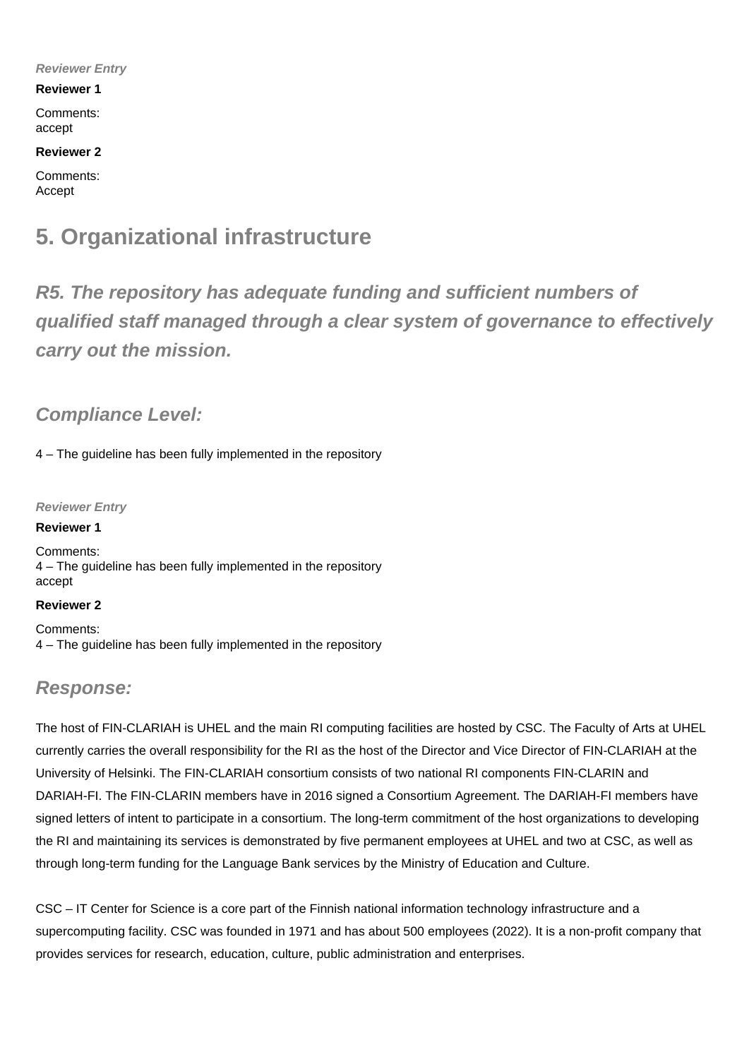*Reviewer Entry*

**Reviewer 1**

Comments:
accept

**Reviewer 2**

Comments:
Accept

## 5. Organizational infrastructure

### *R5. The repository has adequate funding and sufficient numbers of qualified staff managed through a clear system of governance to effectively carry out the mission.*

### *Compliance Level:*

4 – The guideline has been fully implemented in the repository

*Reviewer Entry*

**Reviewer 1**

Comments:
4 – The guideline has been fully implemented in the repository
accept

**Reviewer 2**

Comments:
4 – The guideline has been fully implemented in the repository

### *Response:*

The host of FIN-CLARIAH is UHEL and the main RI computing facilities are hosted by CSC. The Faculty of Arts at UHEL currently carries the overall responsibility for the RI as the host of the Director and Vice Director of FIN-CLARIAH at the University of Helsinki. The FIN-CLARIAH consortium consists of two national RI components FIN-CLARIN and DARIAH-FI. The FIN-CLARIN members have in 2016 signed a Consortium Agreement. The DARIAH-FI members have signed letters of intent to participate in a consortium. The long-term commitment of the host organizations to developing the RI and maintaining its services is demonstrated by five permanent employees at UHEL and two at CSC, as well as through long-term funding for the Language Bank services by the Ministry of Education and Culture.

CSC – IT Center for Science is a core part of the Finnish national information technology infrastructure and a supercomputing facility. CSC was founded in 1971 and has about 500 employees (2022). It is a non-profit company that provides services for research, education, culture, public administration and enterprises.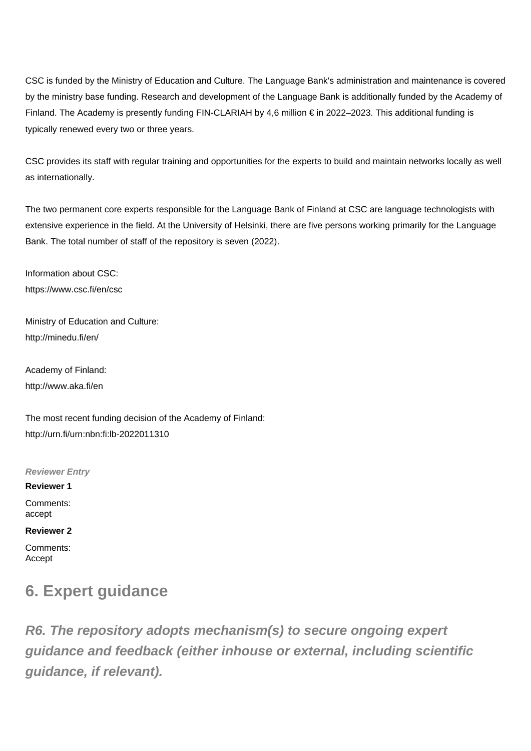CSC is funded by the Ministry of Education and Culture. The Language Bank's administration and maintenance is covered by the ministry base funding. Research and development of the Language Bank is additionally funded by the Academy of Finland. The Academy is presently funding FIN-CLARIAH by 4,6 million € in 2022–2023. This additional funding is typically renewed every two or three years.

CSC provides its staff with regular training and opportunities for the experts to build and maintain networks locally as well as internationally.

The two permanent core experts responsible for the Language Bank of Finland at CSC are language technologists with extensive experience in the field. At the University of Helsinki, there are five persons working primarily for the Language Bank. The total number of staff of the repository is seven (2022).

Information about CSC:
https://www.csc.fi/en/csc

Ministry of Education and Culture:
http://minedu.fi/en/

Academy of Finland:
http://www.aka.fi/en

The most recent funding decision of the Academy of Finland:
http://urn.fi/urn:nbn:fi:lb-2022011310

***Reviewer Entry***

**Reviewer 1**

Comments:
accept

**Reviewer 2**

Comments:
Accept

## 6. Expert guidance

***R6. The repository adopts mechanism(s) to secure ongoing expert guidance and feedback (either inhouse or external, including scientific guidance, if relevant).***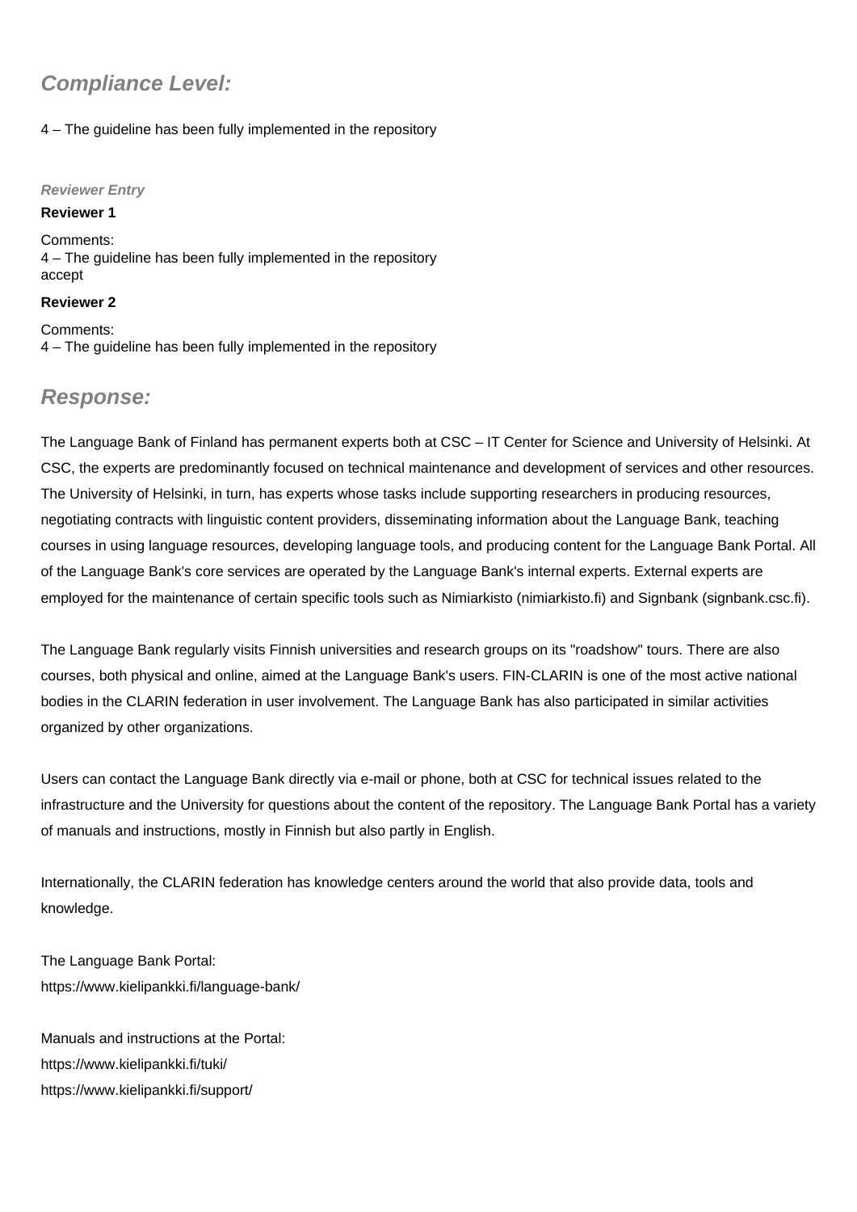## Compliance Level:

4 – The guideline has been fully implemented in the repository

***Reviewer Entry***

**Reviewer 1**

Comments:
4 – The guideline has been fully implemented in the repository
accept

**Reviewer 2**

Comments:
4 – The guideline has been fully implemented in the repository

## Response:

The Language Bank of Finland has permanent experts both at CSC – IT Center for Science and University of Helsinki. At CSC, the experts are predominantly focused on technical maintenance and development of services and other resources. The University of Helsinki, in turn, has experts whose tasks include supporting researchers in producing resources, negotiating contracts with linguistic content providers, disseminating information about the Language Bank, teaching courses in using language resources, developing language tools, and producing content for the Language Bank Portal. All of the Language Bank's core services are operated by the Language Bank's internal experts. External experts are employed for the maintenance of certain specific tools such as Nimiarkisto (nimiarkisto.fi) and Signbank (signbank.csc.fi).

The Language Bank regularly visits Finnish universities and research groups on its "roadshow" tours. There are also courses, both physical and online, aimed at the Language Bank's users. FIN-CLARIN is one of the most active national bodies in the CLARIN federation in user involvement. The Language Bank has also participated in similar activities organized by other organizations.

Users can contact the Language Bank directly via e-mail or phone, both at CSC for technical issues related to the infrastructure and the University for questions about the content of the repository. The Language Bank Portal has a variety of manuals and instructions, mostly in Finnish but also partly in English.

Internationally, the CLARIN federation has knowledge centers around the world that also provide data, tools and knowledge.

The Language Bank Portal:
https://www.kielipankki.fi/language-bank/

Manuals and instructions at the Portal:
https://www.kielipankki.fi/tuki/
https://www.kielipankki.fi/support/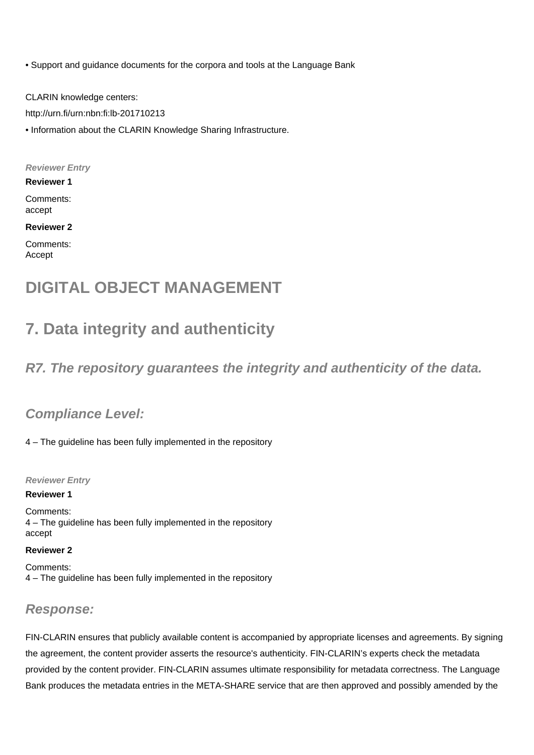• Support and guidance documents for the corpora and tools at the Language Bank

CLARIN knowledge centers:

http://urn.fi/urn:nbn:fi:lb-201710213

• Information about the CLARIN Knowledge Sharing Infrastructure.

***Reviewer Entry***

**Reviewer 1**

Comments:
accept

**Reviewer 2**

Comments:
Accept

# DIGITAL OBJECT MANAGEMENT

# 7. Data integrity and authenticity

## *R7. The repository guarantees the integrity and authenticity of the data.*

### *Compliance Level:*

4 – The guideline has been fully implemented in the repository

***Reviewer Entry***

**Reviewer 1**

Comments:
4 – The guideline has been fully implemented in the repository
accept

**Reviewer 2**

Comments:
4 – The guideline has been fully implemented in the repository

### *Response:*

FIN-CLARIN ensures that publicly available content is accompanied by appropriate licenses and agreements. By signing the agreement, the content provider asserts the resource's authenticity. FIN-CLARIN's experts check the metadata provided by the content provider. FIN-CLARIN assumes ultimate responsibility for metadata correctness. The Language Bank produces the metadata entries in the META-SHARE service that are then approved and possibly amended by the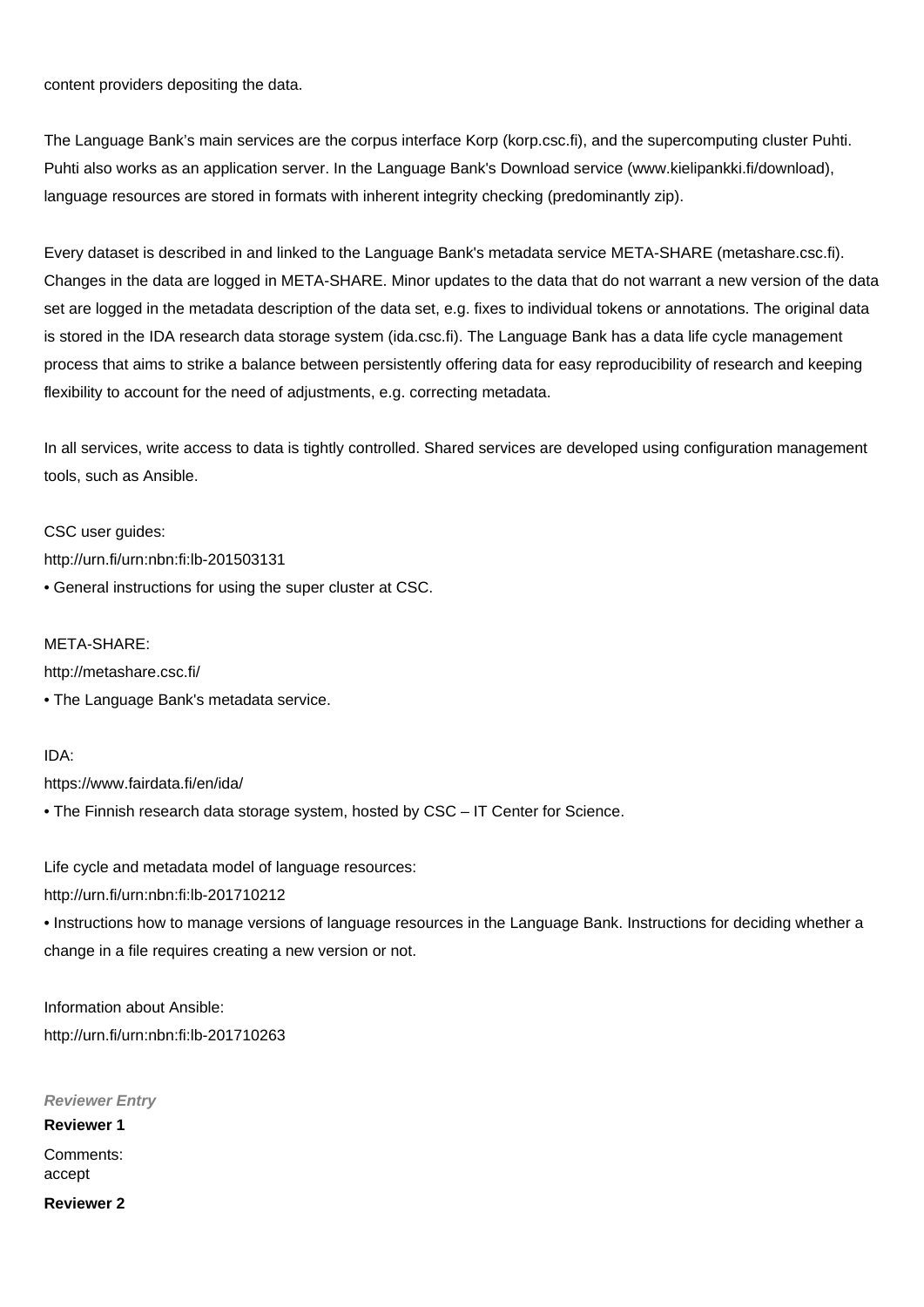content providers depositing the data.

The Language Bank's main services are the corpus interface Korp (korp.csc.fi), and the supercomputing cluster Puhti. Puhti also works as an application server. In the Language Bank's Download service (www.kielipankki.fi/download), language resources are stored in formats with inherent integrity checking (predominantly zip).

Every dataset is described in and linked to the Language Bank's metadata service META-SHARE (metashare.csc.fi). Changes in the data are logged in META-SHARE. Minor updates to the data that do not warrant a new version of the data set are logged in the metadata description of the data set, e.g. fixes to individual tokens or annotations. The original data is stored in the IDA research data storage system (ida.csc.fi). The Language Bank has a data life cycle management process that aims to strike a balance between persistently offering data for easy reproducibility of research and keeping flexibility to account for the need of adjustments, e.g. correcting metadata.

In all services, write access to data is tightly controlled. Shared services are developed using configuration management tools, such as Ansible.

CSC user guides:
http://urn.fi/urn:nbn:fi:lb-201503131
• General instructions for using the super cluster at CSC.

META-SHARE:
http://metashare.csc.fi/
• The Language Bank's metadata service.

IDA:
https://www.fairdata.fi/en/ida/
• The Finnish research data storage system, hosted by CSC – IT Center for Science.

Life cycle and metadata model of language resources:
http://urn.fi/urn:nbn:fi:lb-201710212
• Instructions how to manage versions of language resources in the Language Bank. Instructions for deciding whether a change in a file requires creating a new version or not.

Information about Ansible:
http://urn.fi/urn:nbn:fi:lb-201710263

***Reviewer Entry***

**Reviewer 1**

Comments:
accept

**Reviewer 2**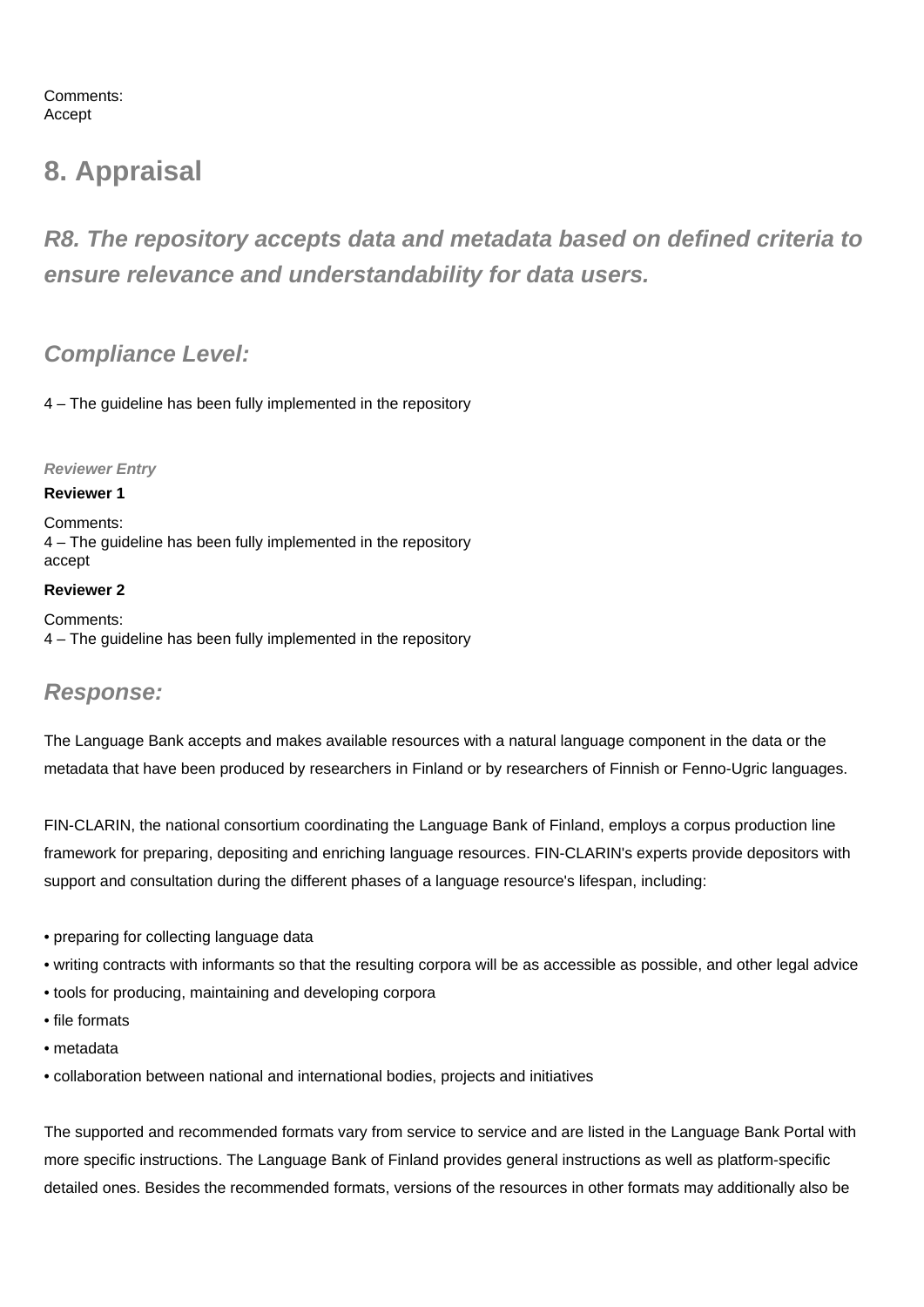Comments:
Accept

## 8. Appraisal

### *R8. The repository accepts data and metadata based on defined criteria to ensure relevance and understandability for data users.*

### *Compliance Level:*

4 – The guideline has been fully implemented in the repository

***Reviewer Entry***

**Reviewer 1**

Comments:
4 – The guideline has been fully implemented in the repository
accept

**Reviewer 2**

Comments:
4 – The guideline has been fully implemented in the repository

### *Response:*

The Language Bank accepts and makes available resources with a natural language component in the data or the metadata that have been produced by researchers in Finland or by researchers of Finnish or Fenno-Ugric languages.

FIN-CLARIN, the national consortium coordinating the Language Bank of Finland, employs a corpus production line framework for preparing, depositing and enriching language resources. FIN-CLARIN's experts provide depositors with support and consultation during the different phases of a language resource's lifespan, including:

• preparing for collecting language data
• writing contracts with informants so that the resulting corpora will be as accessible as possible, and other legal advice
• tools for producing, maintaining and developing corpora
• file formats
• metadata
• collaboration between national and international bodies, projects and initiatives

The supported and recommended formats vary from service to service and are listed in the Language Bank Portal with more specific instructions. The Language Bank of Finland provides general instructions as well as platform-specific detailed ones. Besides the recommended formats, versions of the resources in other formats may additionally also be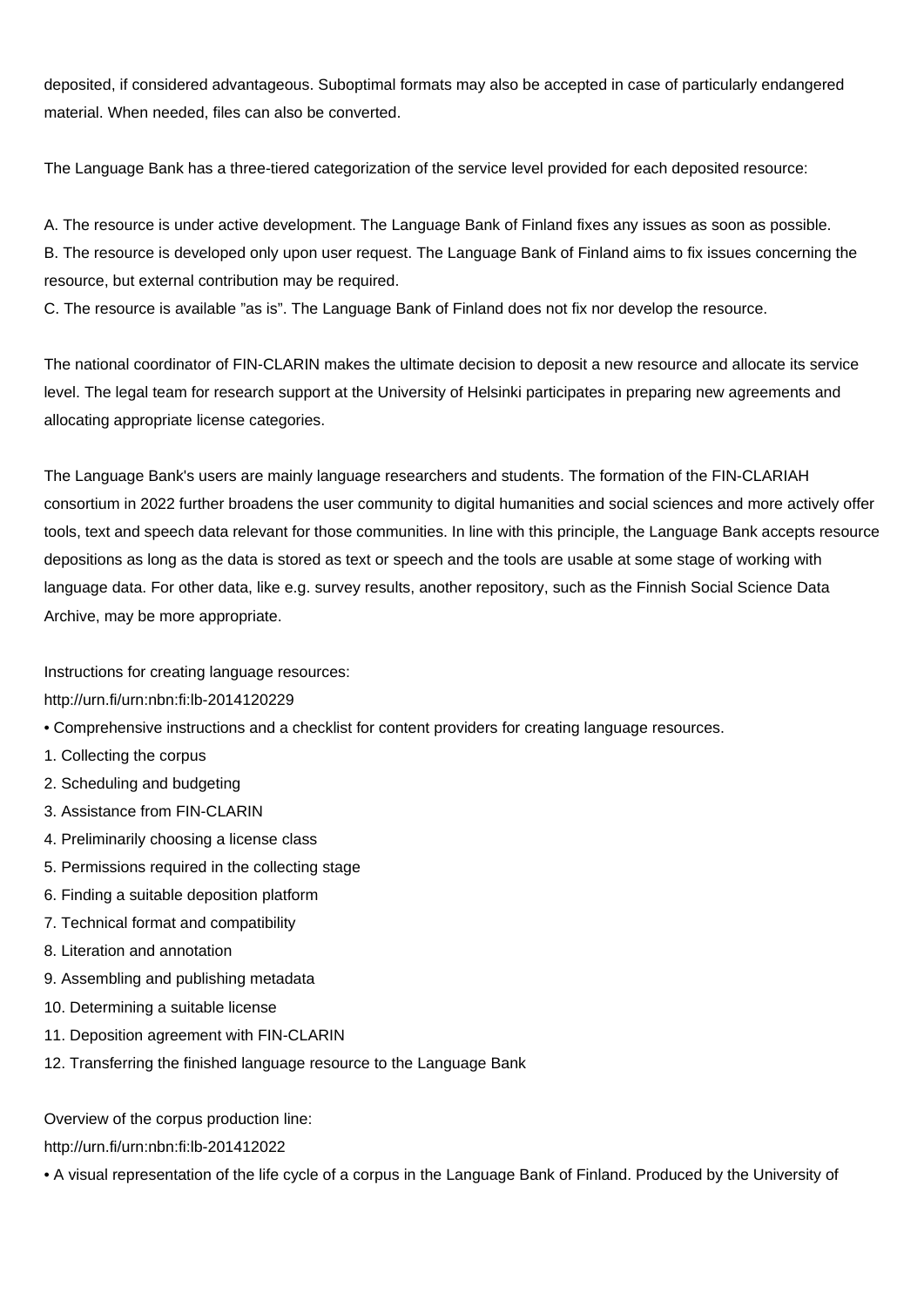deposited, if considered advantageous. Suboptimal formats may also be accepted in case of particularly endangered material. When needed, files can also be converted.

The Language Bank has a three-tiered categorization of the service level provided for each deposited resource:

A. The resource is under active development. The Language Bank of Finland fixes any issues as soon as possible.
B. The resource is developed only upon user request. The Language Bank of Finland aims to fix issues concerning the resource, but external contribution may be required.
C. The resource is available ”as is”. The Language Bank of Finland does not fix nor develop the resource.

The national coordinator of FIN-CLARIN makes the ultimate decision to deposit a new resource and allocate its service level. The legal team for research support at the University of Helsinki participates in preparing new agreements and allocating appropriate license categories.

The Language Bank's users are mainly language researchers and students. The formation of the FIN-CLARIAH consortium in 2022 further broadens the user community to digital humanities and social sciences and more actively offer tools, text and speech data relevant for those communities. In line with this principle, the Language Bank accepts resource depositions as long as the data is stored as text or speech and the tools are usable at some stage of working with language data. For other data, like e.g. survey results, another repository, such as the Finnish Social Science Data Archive, may be more appropriate.

Instructions for creating language resources:
http://urn.fi/urn:nbn:fi:lb-2014120229
• Comprehensive instructions and a checklist for content providers for creating language resources.
1. Collecting the corpus
2. Scheduling and budgeting
3. Assistance from FIN-CLARIN
4. Preliminarily choosing a license class
5. Permissions required in the collecting stage
6. Finding a suitable deposition platform
7. Technical format and compatibility
8. Literation and annotation
9. Assembling and publishing metadata
10. Determining a suitable license
11. Deposition agreement with FIN-CLARIN
12. Transferring the finished language resource to the Language Bank

Overview of the corpus production line:
http://urn.fi/urn:nbn:fi:lb-201412022
• A visual representation of the life cycle of a corpus in the Language Bank of Finland. Produced by the University of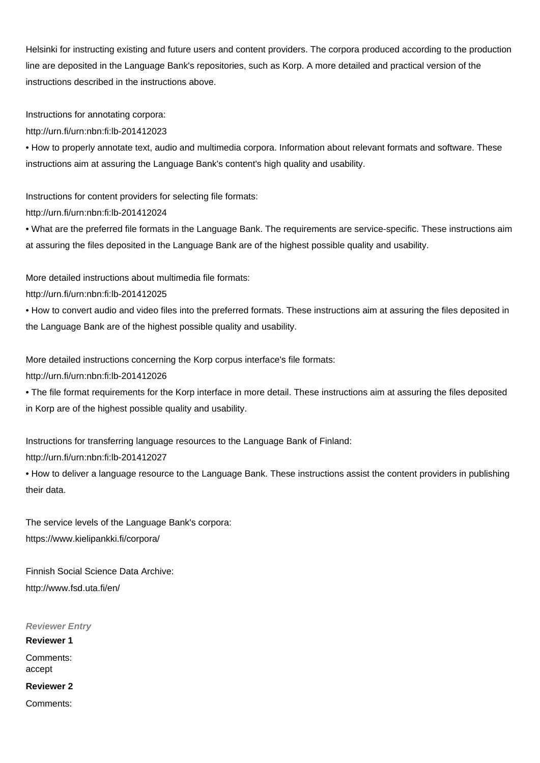Helsinki for instructing existing and future users and content providers. The corpora produced according to the production line are deposited in the Language Bank's repositories, such as Korp. A more detailed and practical version of the instructions described in the instructions above.

Instructions for annotating corpora:
http://urn.fi/urn:nbn:fi:lb-201412023
• How to properly annotate text, audio and multimedia corpora. Information about relevant formats and software. These instructions aim at assuring the Language Bank's content's high quality and usability.

Instructions for content providers for selecting file formats:
http://urn.fi/urn:nbn:fi:lb-201412024
• What are the preferred file formats in the Language Bank. The requirements are service-specific. These instructions aim at assuring the files deposited in the Language Bank are of the highest possible quality and usability.

More detailed instructions about multimedia file formats:
http://urn.fi/urn:nbn:fi:lb-201412025
• How to convert audio and video files into the preferred formats. These instructions aim at assuring the files deposited in the Language Bank are of the highest possible quality and usability.

More detailed instructions concerning the Korp corpus interface's file formats:
http://urn.fi/urn:nbn:fi:lb-201412026
• The file format requirements for the Korp interface in more detail. These instructions aim at assuring the files deposited in Korp are of the highest possible quality and usability.

Instructions for transferring language resources to the Language Bank of Finland:
http://urn.fi/urn:nbn:fi:lb-201412027
• How to deliver a language resource to the Language Bank. These instructions assist the content providers in publishing their data.

The service levels of the Language Bank's corpora:
https://www.kielipankki.fi/corpora/

Finnish Social Science Data Archive:
http://www.fsd.uta.fi/en/

***Reviewer Entry***

**Reviewer 1**

Comments:
accept

**Reviewer 2**

Comments: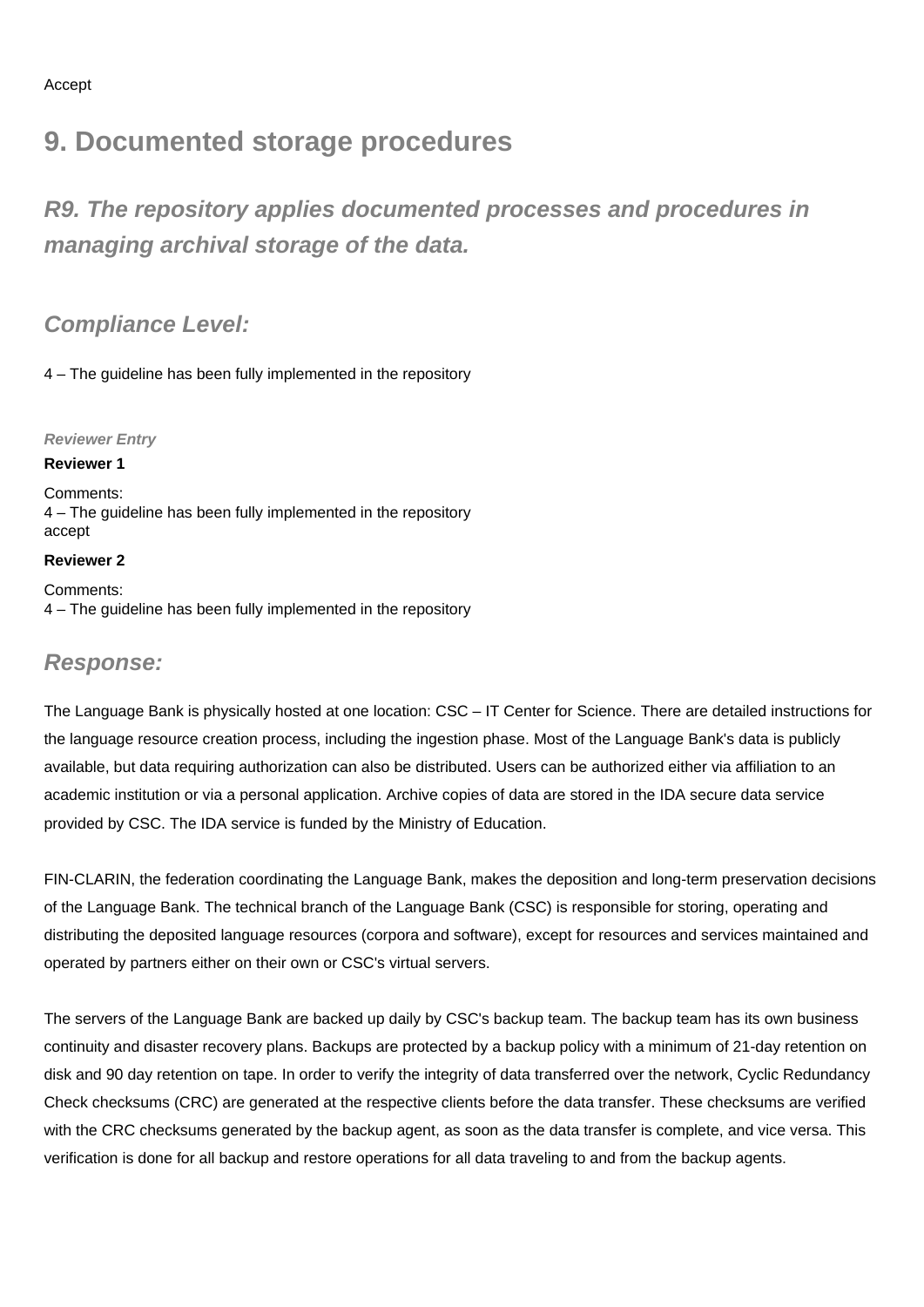Accept

## 9. Documented storage procedures

### *R9. The repository applies documented processes and procedures in managing archival storage of the data.*

### *Compliance Level:*

4 – The guideline has been fully implemented in the repository

***Reviewer Entry***

**Reviewer 1**

Comments:
4 – The guideline has been fully implemented in the repository
accept

**Reviewer 2**

Comments:
4 – The guideline has been fully implemented in the repository

### *Response:*

The Language Bank is physically hosted at one location: CSC – IT Center for Science. There are detailed instructions for the language resource creation process, including the ingestion phase. Most of the Language Bank's data is publicly available, but data requiring authorization can also be distributed. Users can be authorized either via affiliation to an academic institution or via a personal application. Archive copies of data are stored in the IDA secure data service provided by CSC. The IDA service is funded by the Ministry of Education.

FIN-CLARIN, the federation coordinating the Language Bank, makes the deposition and long-term preservation decisions of the Language Bank. The technical branch of the Language Bank (CSC) is responsible for storing, operating and distributing the deposited language resources (corpora and software), except for resources and services maintained and operated by partners either on their own or CSC's virtual servers.

The servers of the Language Bank are backed up daily by CSC's backup team. The backup team has its own business continuity and disaster recovery plans. Backups are protected by a backup policy with a minimum of 21-day retention on disk and 90 day retention on tape. In order to verify the integrity of data transferred over the network, Cyclic Redundancy Check checksums (CRC) are generated at the respective clients before the data transfer. These checksums are verified with the CRC checksums generated by the backup agent, as soon as the data transfer is complete, and vice versa. This verification is done for all backup and restore operations for all data traveling to and from the backup agents.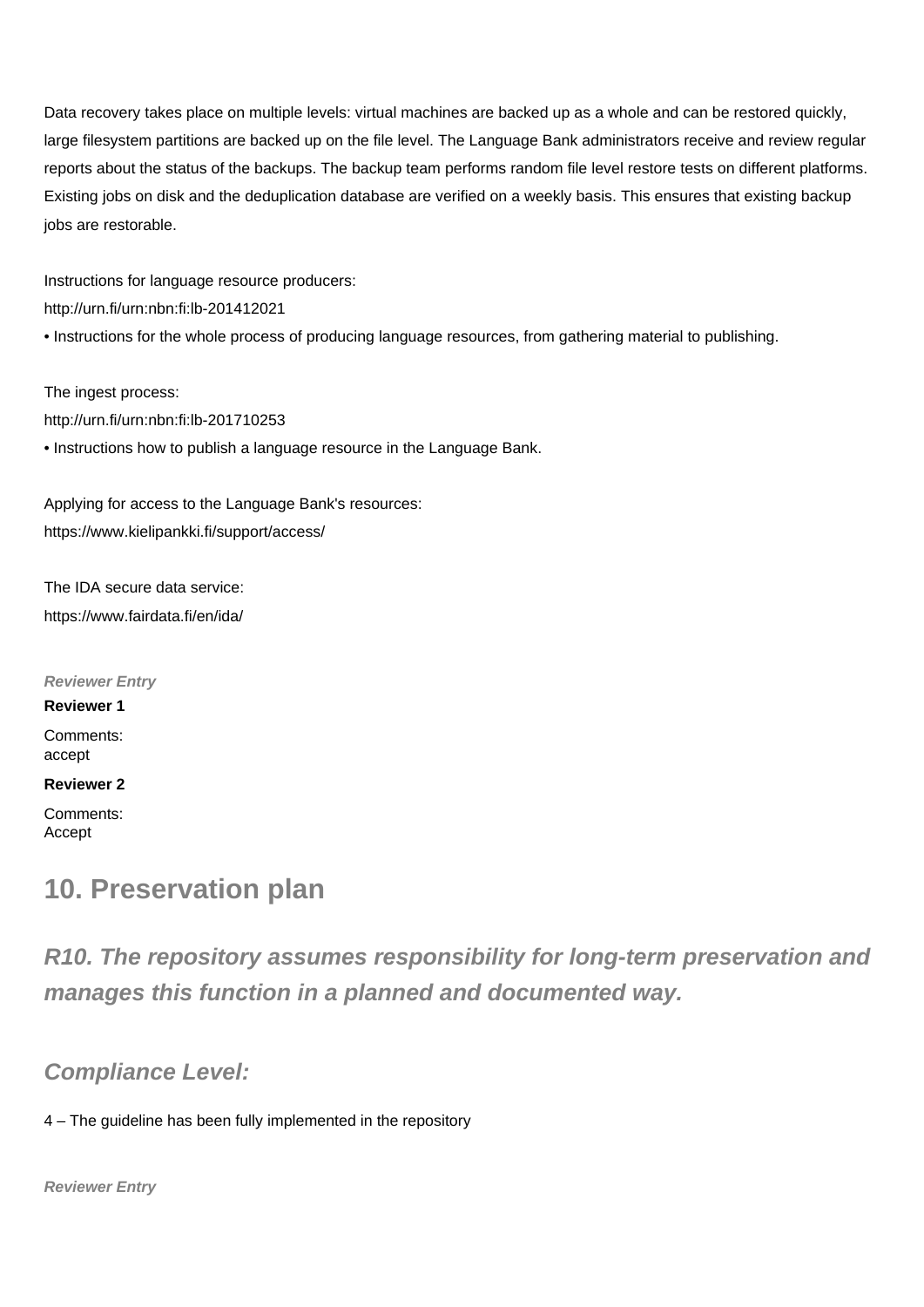Data recovery takes place on multiple levels: virtual machines are backed up as a whole and can be restored quickly, large filesystem partitions are backed up on the file level. The Language Bank administrators receive and review regular reports about the status of the backups. The backup team performs random file level restore tests on different platforms. Existing jobs on disk and the deduplication database are verified on a weekly basis. This ensures that existing backup jobs are restorable.

Instructions for language resource producers:
http://urn.fi/urn:nbn:fi:lb-201412021
• Instructions for the whole process of producing language resources, from gathering material to publishing.

The ingest process:
http://urn.fi/urn:nbn:fi:lb-201710253
• Instructions how to publish a language resource in the Language Bank.

Applying for access to the Language Bank's resources:
https://www.kielipankki.fi/support/access/

The IDA secure data service:
https://www.fairdata.fi/en/ida/

***Reviewer Entry***

**Reviewer 1**

Comments:
accept

**Reviewer 2**

Comments:
Accept

## 10. Preservation plan

### *R10. The repository assumes responsibility for long-term preservation and manages this function in a planned and documented way.*

### *Compliance Level:*

4 – The guideline has been fully implemented in the repository

***Reviewer Entry***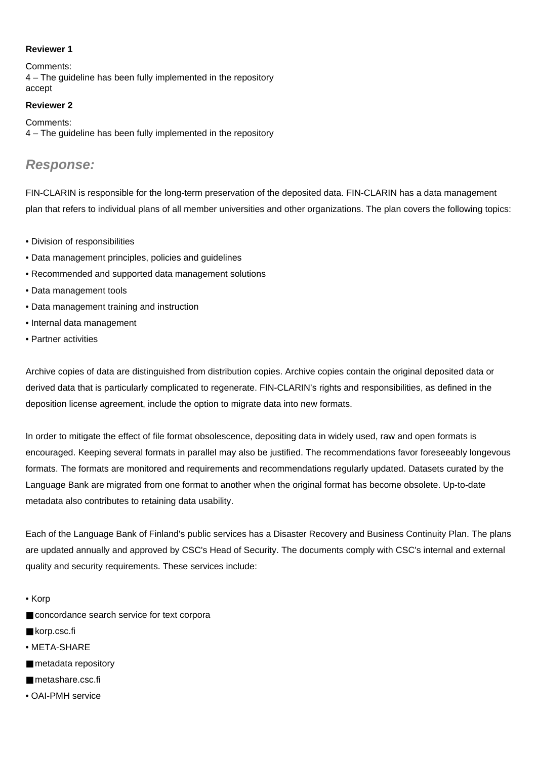**Reviewer 1**

Comments:
4 – The guideline has been fully implemented in the repository
accept

**Reviewer 2**

Comments:
4 – The guideline has been fully implemented in the repository

## *Response:*

FIN-CLARIN is responsible for the long-term preservation of the deposited data. FIN-CLARIN has a data management plan that refers to individual plans of all member universities and other organizations. The plan covers the following topics:

- Division of responsibilities
- Data management principles, policies and guidelines
- Recommended and supported data management solutions
- Data management tools
- Data management training and instruction
- Internal data management
- Partner activities

Archive copies of data are distinguished from distribution copies. Archive copies contain the original deposited data or derived data that is particularly complicated to regenerate. FIN-CLARIN's rights and responsibilities, as defined in the deposition license agreement, include the option to migrate data into new formats.

In order to mitigate the effect of file format obsolescence, depositing data in widely used, raw and open formats is encouraged. Keeping several formats in parallel may also be justified. The recommendations favor foreseeably longevous formats. The formats are monitored and requirements and recommendations regularly updated. Datasets curated by the Language Bank are migrated from one format to another when the original format has become obsolete. Up-to-date metadata also contributes to retaining data usability.

Each of the Language Bank of Finland's public services has a Disaster Recovery and Business Continuity Plan. The plans are updated annually and approved by CSC's Head of Security. The documents comply with CSC's internal and external quality and security requirements. These services include:

- Korp
  - concordance search service for text corpora
  - korp.csc.fi
- META-SHARE
  - metadata repository
  - metashare.csc.fi
- OAI-PMH service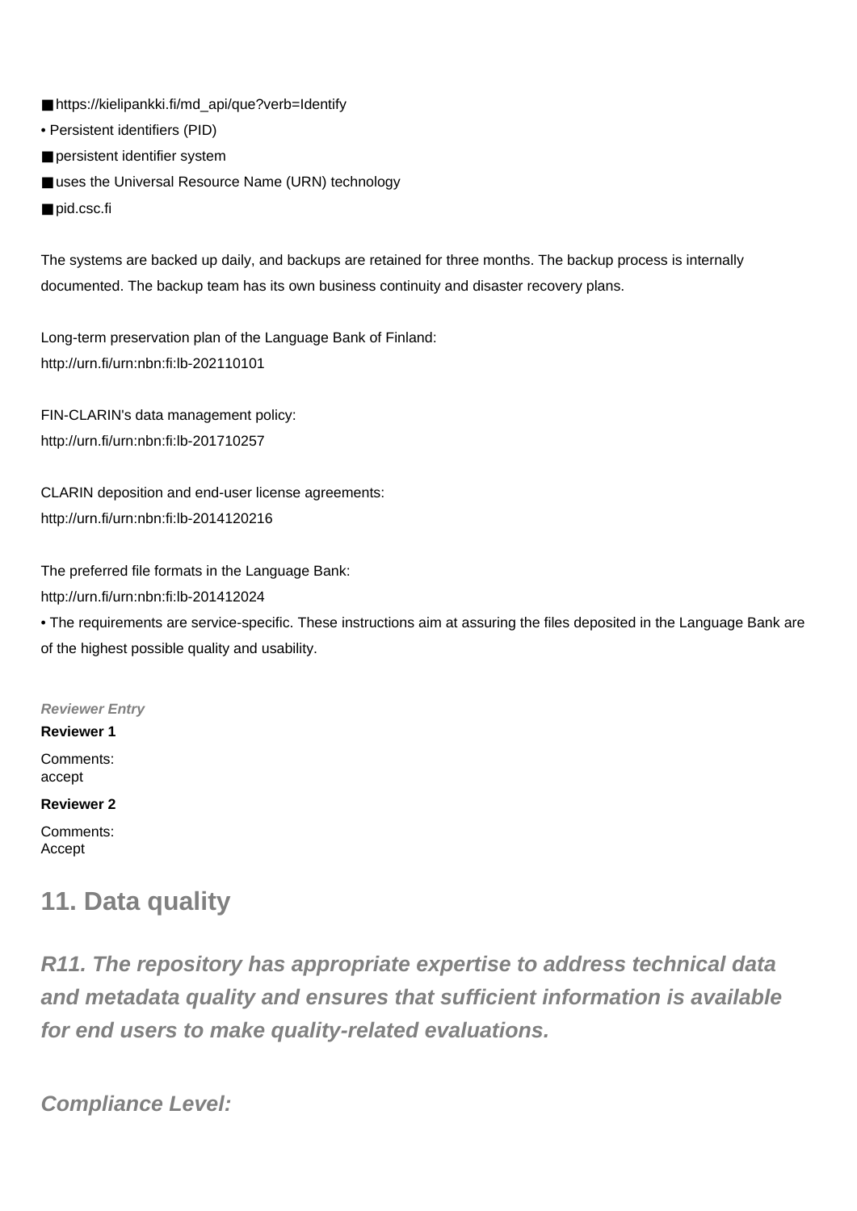- https://kielipankki.fi/md_api/que?verb=Identify

• Persistent identifiers (PID)

- persistent identifier system
- uses the Universal Resource Name (URN) technology
- pid.csc.fi

The systems are backed up daily, and backups are retained for three months. The backup process is internally documented. The backup team has its own business continuity and disaster recovery plans.

Long-term preservation plan of the Language Bank of Finland:
http://urn.fi/urn:nbn:fi:lb-202110101

FIN-CLARIN's data management policy:
http://urn.fi/urn:nbn:fi:lb-201710257

CLARIN deposition and end-user license agreements:
http://urn.fi/urn:nbn:fi:lb-2014120216

The preferred file formats in the Language Bank:
http://urn.fi/urn:nbn:fi:lb-201412024
• The requirements are service-specific. These instructions aim at assuring the files deposited in the Language Bank are of the highest possible quality and usability.

***Reviewer Entry***

**Reviewer 1**

Comments:
accept

**Reviewer 2**

Comments:
Accept

## 11. Data quality

### *R11. The repository has appropriate expertise to address technical data and metadata quality and ensures that sufficient information is available for end users to make quality-related evaluations.*

### *Compliance Level:*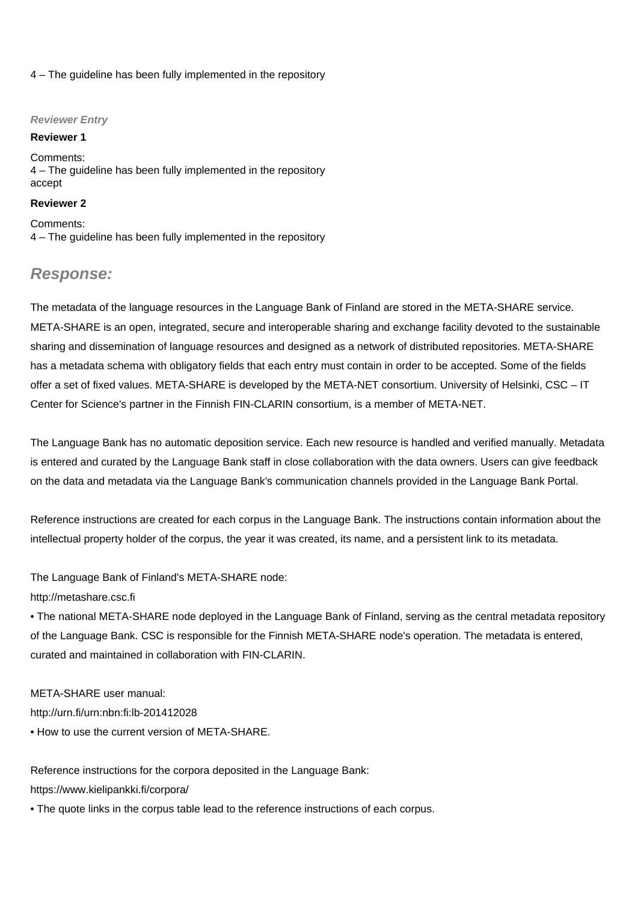4 – The guideline has been fully implemented in the repository

*Reviewer Entry*

**Reviewer 1**

Comments:
4 – The guideline has been fully implemented in the repository
accept

**Reviewer 2**

Comments:
4 – The guideline has been fully implemented in the repository

## *Response:*

The metadata of the language resources in the Language Bank of Finland are stored in the META-SHARE service. META-SHARE is an open, integrated, secure and interoperable sharing and exchange facility devoted to the sustainable sharing and dissemination of language resources and designed as a network of distributed repositories. META-SHARE has a metadata schema with obligatory fields that each entry must contain in order to be accepted. Some of the fields offer a set of fixed values. META-SHARE is developed by the META-NET consortium. University of Helsinki, CSC – IT Center for Science's partner in the Finnish FIN-CLARIN consortium, is a member of META-NET.

The Language Bank has no automatic deposition service. Each new resource is handled and verified manually. Metadata is entered and curated by the Language Bank staff in close collaboration with the data owners. Users can give feedback on the data and metadata via the Language Bank's communication channels provided in the Language Bank Portal.

Reference instructions are created for each corpus in the Language Bank. The instructions contain information about the intellectual property holder of the corpus, the year it was created, its name, and a persistent link to its metadata.

The Language Bank of Finland's META-SHARE node:
http://metashare.csc.fi
• The national META-SHARE node deployed in the Language Bank of Finland, serving as the central metadata repository of the Language Bank. CSC is responsible for the Finnish META-SHARE node's operation. The metadata is entered, curated and maintained in collaboration with FIN-CLARIN.

META-SHARE user manual:
http://urn.fi/urn:nbn:fi:lb-201412028
• How to use the current version of META-SHARE.

Reference instructions for the corpora deposited in the Language Bank:
https://www.kielipankki.fi/corpora/
• The quote links in the corpus table lead to the reference instructions of each corpus.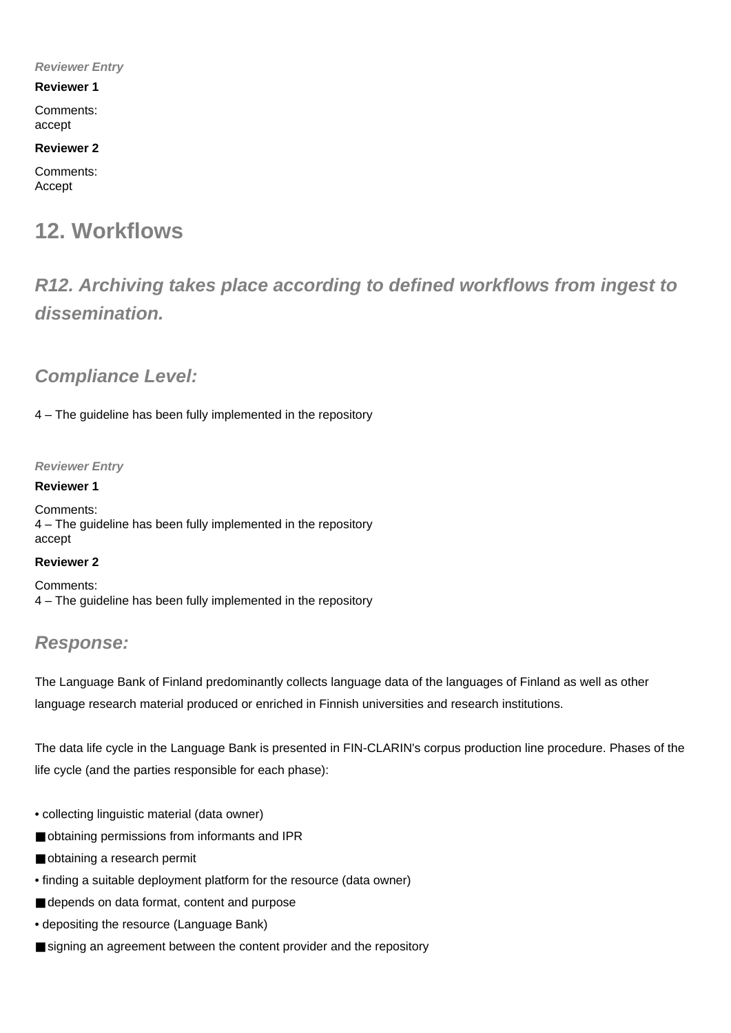***Reviewer Entry***

**Reviewer 1**

Comments:
accept

**Reviewer 2**

Comments:
Accept

# 12. Workflows

## *R12. Archiving takes place according to defined workflows from ingest to dissemination.*

### *Compliance Level:*

4 – The guideline has been fully implemented in the repository

***Reviewer Entry***

**Reviewer 1**

Comments:
4 – The guideline has been fully implemented in the repository
accept

**Reviewer 2**

Comments:
4 – The guideline has been fully implemented in the repository

### *Response:*

The Language Bank of Finland predominantly collects language data of the languages of Finland as well as other language research material produced or enriched in Finnish universities and research institutions.

The data life cycle in the Language Bank is presented in FIN-CLARIN's corpus production line procedure. Phases of the life cycle (and the parties responsible for each phase):

- collecting linguistic material (data owner)
  - obtaining permissions from informants and IPR
  - obtaining a research permit
- finding a suitable deployment platform for the resource (data owner)
  - depends on data format, content and purpose
- depositing the resource (Language Bank)
  - signing an agreement between the content provider and the repository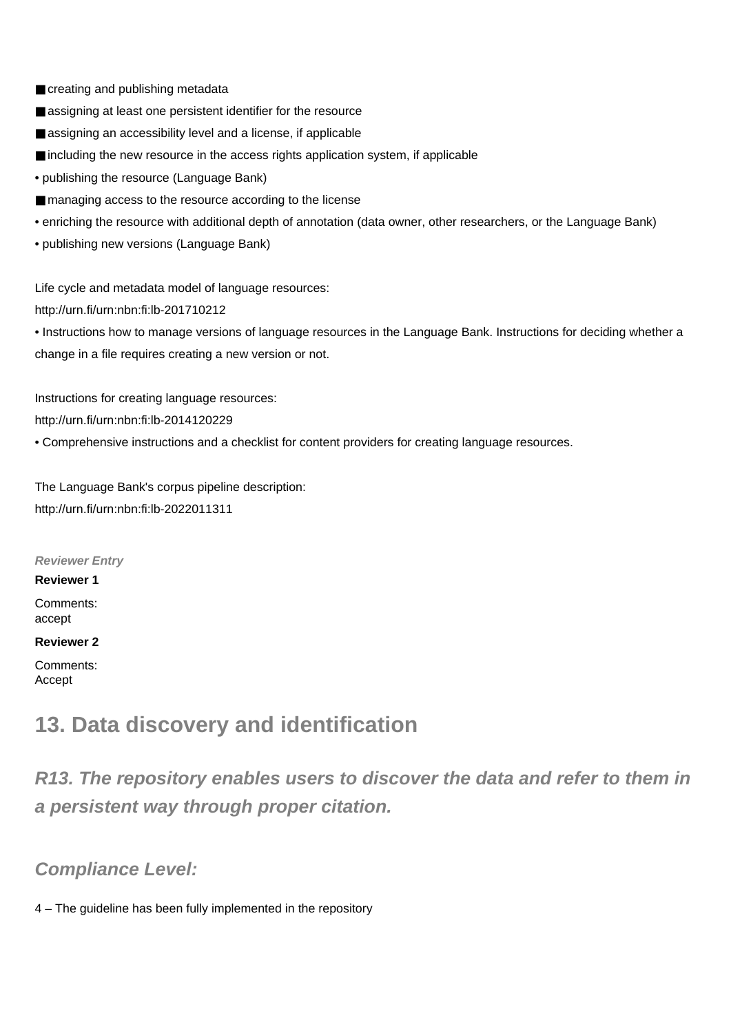- ■ creating and publishing metadata
- ■ assigning at least one persistent identifier for the resource
- ■ assigning an accessibility level and a license, if applicable
- ■ including the new resource in the access rights application system, if applicable
- • publishing the resource (Language Bank)
- ■ managing access to the resource according to the license
- • enriching the resource with additional depth of annotation (data owner, other researchers, or the Language Bank)
- • publishing new versions (Language Bank)

Life cycle and metadata model of language resources:
http://urn.fi/urn:nbn:fi:lb-201710212
• Instructions how to manage versions of language resources in the Language Bank. Instructions for deciding whether a change in a file requires creating a new version or not.

Instructions for creating language resources:
http://urn.fi/urn:nbn:fi:lb-2014120229
• Comprehensive instructions and a checklist for content providers for creating language resources.

The Language Bank's corpus pipeline description:
http://urn.fi/urn:nbn:fi:lb-2022011311

***Reviewer Entry***

**Reviewer 1**

Comments:
accept

**Reviewer 2**

Comments:
Accept

## 13. Data discovery and identification

### *R13. The repository enables users to discover the data and refer to them in a persistent way through proper citation.*

### *Compliance Level:*

4 – The guideline has been fully implemented in the repository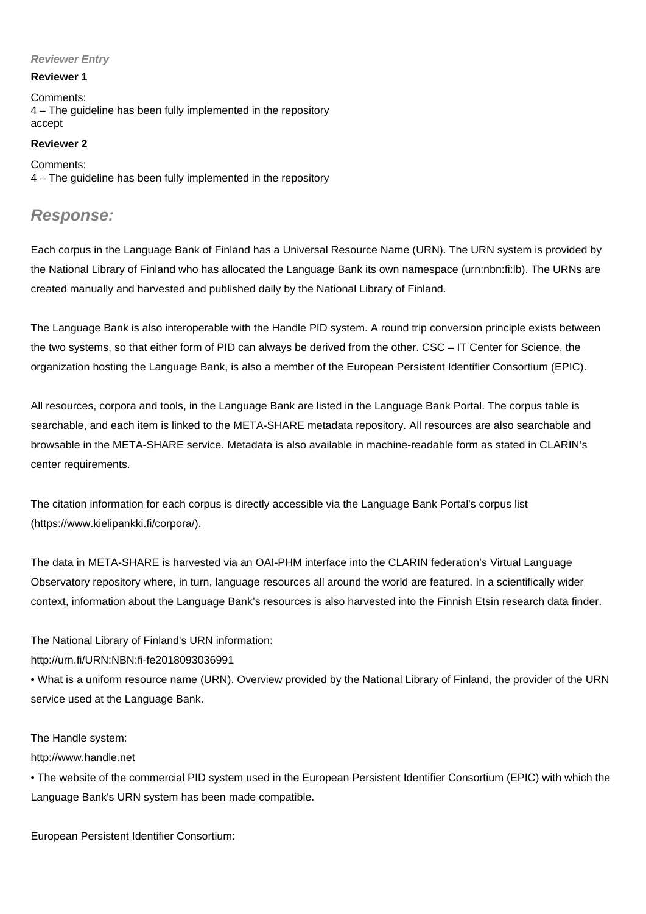***Reviewer Entry***

**Reviewer 1**

Comments:
4 – The guideline has been fully implemented in the repository
accept

**Reviewer 2**

Comments:
4 – The guideline has been fully implemented in the repository

## *Response:*

Each corpus in the Language Bank of Finland has a Universal Resource Name (URN). The URN system is provided by the National Library of Finland who has allocated the Language Bank its own namespace (urn:nbn:fi:lb). The URNs are created manually and harvested and published daily by the National Library of Finland.

The Language Bank is also interoperable with the Handle PID system. A round trip conversion principle exists between the two systems, so that either form of PID can always be derived from the other. CSC – IT Center for Science, the organization hosting the Language Bank, is also a member of the European Persistent Identifier Consortium (EPIC).

All resources, corpora and tools, in the Language Bank are listed in the Language Bank Portal. The corpus table is searchable, and each item is linked to the META-SHARE metadata repository. All resources are also searchable and browsable in the META-SHARE service. Metadata is also available in machine-readable form as stated in CLARIN's center requirements.

The citation information for each corpus is directly accessible via the Language Bank Portal's corpus list (https://www.kielipankki.fi/corpora/).

The data in META-SHARE is harvested via an OAI-PHM interface into the CLARIN federation's Virtual Language Observatory repository where, in turn, language resources all around the world are featured. In a scientifically wider context, information about the Language Bank's resources is also harvested into the Finnish Etsin research data finder.

The National Library of Finland's URN information:
http://urn.fi/URN:NBN:fi-fe2018093036991
• What is a uniform resource name (URN). Overview provided by the National Library of Finland, the provider of the URN service used at the Language Bank.

The Handle system:
http://www.handle.net
• The website of the commercial PID system used in the European Persistent Identifier Consortium (EPIC) with which the Language Bank's URN system has been made compatible.

European Persistent Identifier Consortium: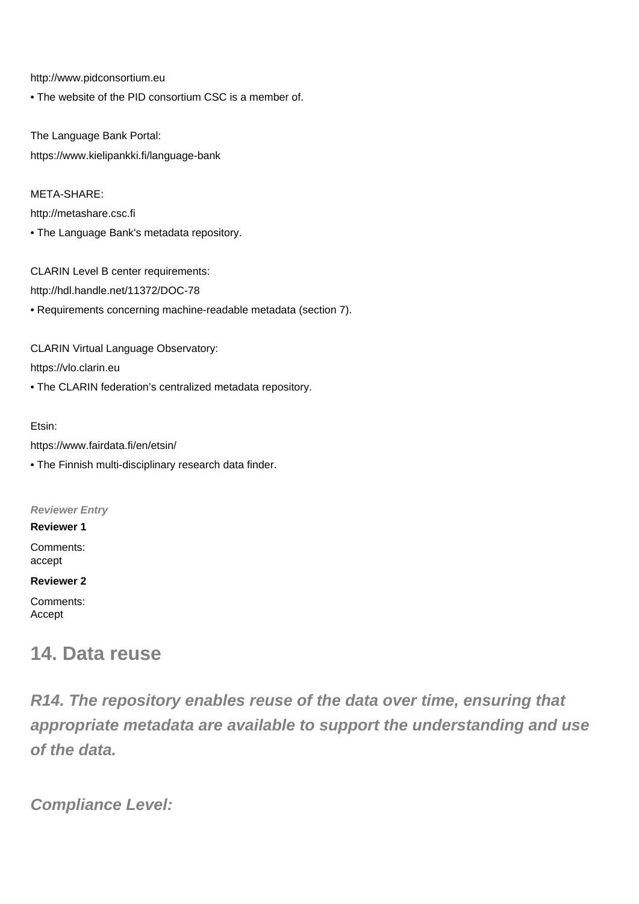http://www.pidconsortium.eu

• The website of the PID consortium CSC is a member of.

The Language Bank Portal:

https://www.kielipankki.fi/language-bank

META-SHARE:

http://metashare.csc.fi

• The Language Bank's metadata repository.

CLARIN Level B center requirements:

http://hdl.handle.net/11372/DOC-78

• Requirements concerning machine-readable metadata (section 7).

CLARIN Virtual Language Observatory:

https://vlo.clarin.eu

• The CLARIN federation's centralized metadata repository.

Etsin:

https://www.fairdata.fi/en/etsin/

• The Finnish multi-disciplinary research data finder.

***Reviewer Entry***

**Reviewer 1**

Comments:
accept

**Reviewer 2**

Comments:
Accept

## 14. Data reuse

### *R14. The repository enables reuse of the data over time, ensuring that appropriate metadata are available to support the understanding and use of the data.*

### *Compliance Level:*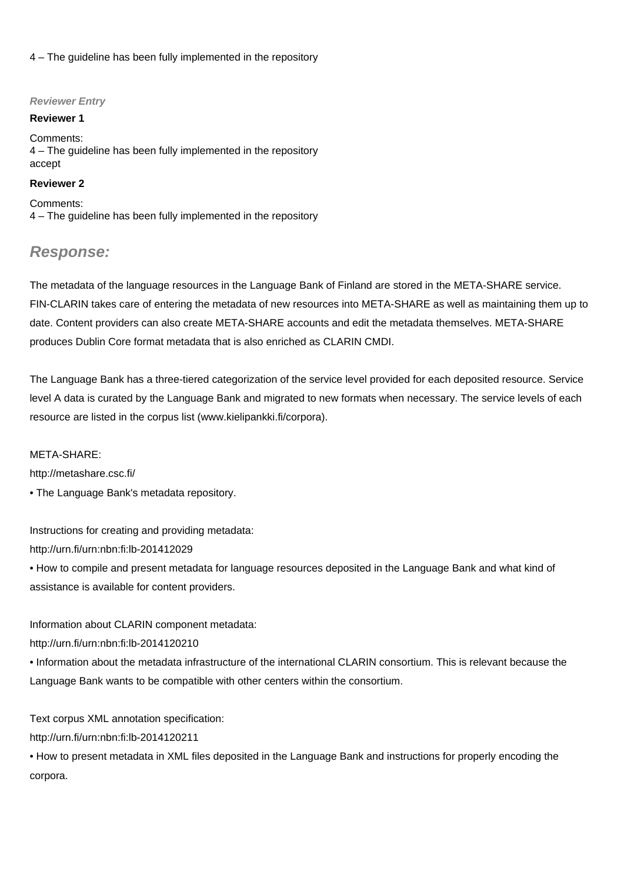4 – The guideline has been fully implemented in the repository

***Reviewer Entry***

**Reviewer 1**

Comments:
4 – The guideline has been fully implemented in the repository
accept

**Reviewer 2**

Comments:
4 – The guideline has been fully implemented in the repository

## *Response:*

The metadata of the language resources in the Language Bank of Finland are stored in the META-SHARE service. FIN-CLARIN takes care of entering the metadata of new resources into META-SHARE as well as maintaining them up to date. Content providers can also create META-SHARE accounts and edit the metadata themselves. META-SHARE produces Dublin Core format metadata that is also enriched as CLARIN CMDI.

The Language Bank has a three-tiered categorization of the service level provided for each deposited resource. Service level A data is curated by the Language Bank and migrated to new formats when necessary. The service levels of each resource are listed in the corpus list (www.kielipankki.fi/corpora).

META-SHARE:
http://metashare.csc.fi/
• The Language Bank's metadata repository.

Instructions for creating and providing metadata:
http://urn.fi/urn:nbn:fi:lb-201412029
• How to compile and present metadata for language resources deposited in the Language Bank and what kind of assistance is available for content providers.

Information about CLARIN component metadata:
http://urn.fi/urn:nbn:fi:lb-2014120210
• Information about the metadata infrastructure of the international CLARIN consortium. This is relevant because the Language Bank wants to be compatible with other centers within the consortium.

Text corpus XML annotation specification:
http://urn.fi/urn:nbn:fi:lb-2014120211
• How to present metadata in XML files deposited in the Language Bank and instructions for properly encoding the corpora.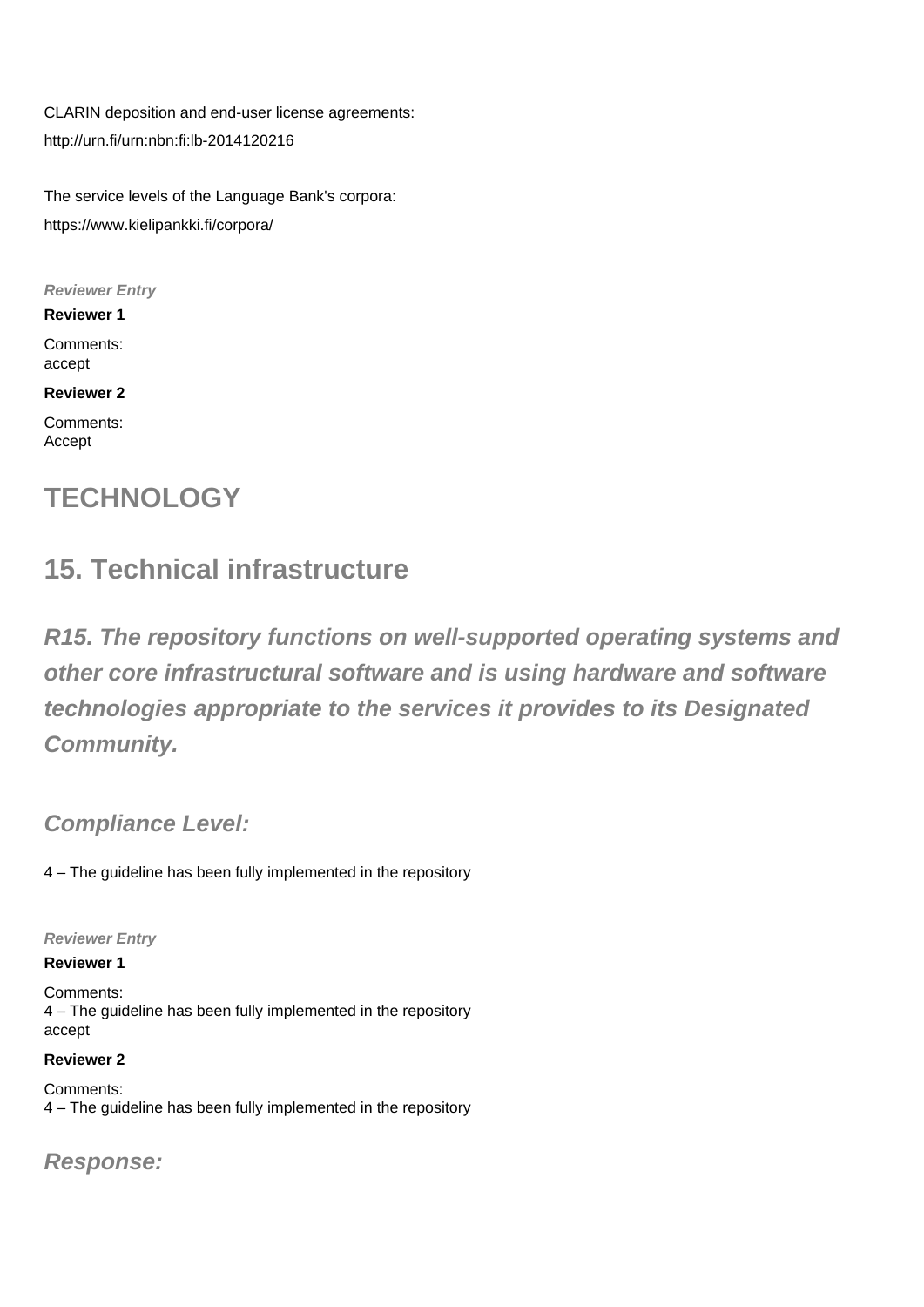CLARIN deposition and end-user license agreements:
http://urn.fi/urn:nbn:fi:lb-2014120216

The service levels of the Language Bank's corpora:
https://www.kielipankki.fi/corpora/

*Reviewer Entry*

**Reviewer 1**

Comments:
accept

**Reviewer 2**

Comments:
Accept

# TECHNOLOGY

# 15. Technical infrastructure

## *R15. The repository functions on well-supported operating systems and other core infrastructural software and is using hardware and software technologies appropriate to the services it provides to its Designated Community.*

### *Compliance Level:*

4 – The guideline has been fully implemented in the repository

*Reviewer Entry*

**Reviewer 1**

Comments:
4 – The guideline has been fully implemented in the repository
accept

**Reviewer 2**

Comments:
4 – The guideline has been fully implemented in the repository

### *Response:*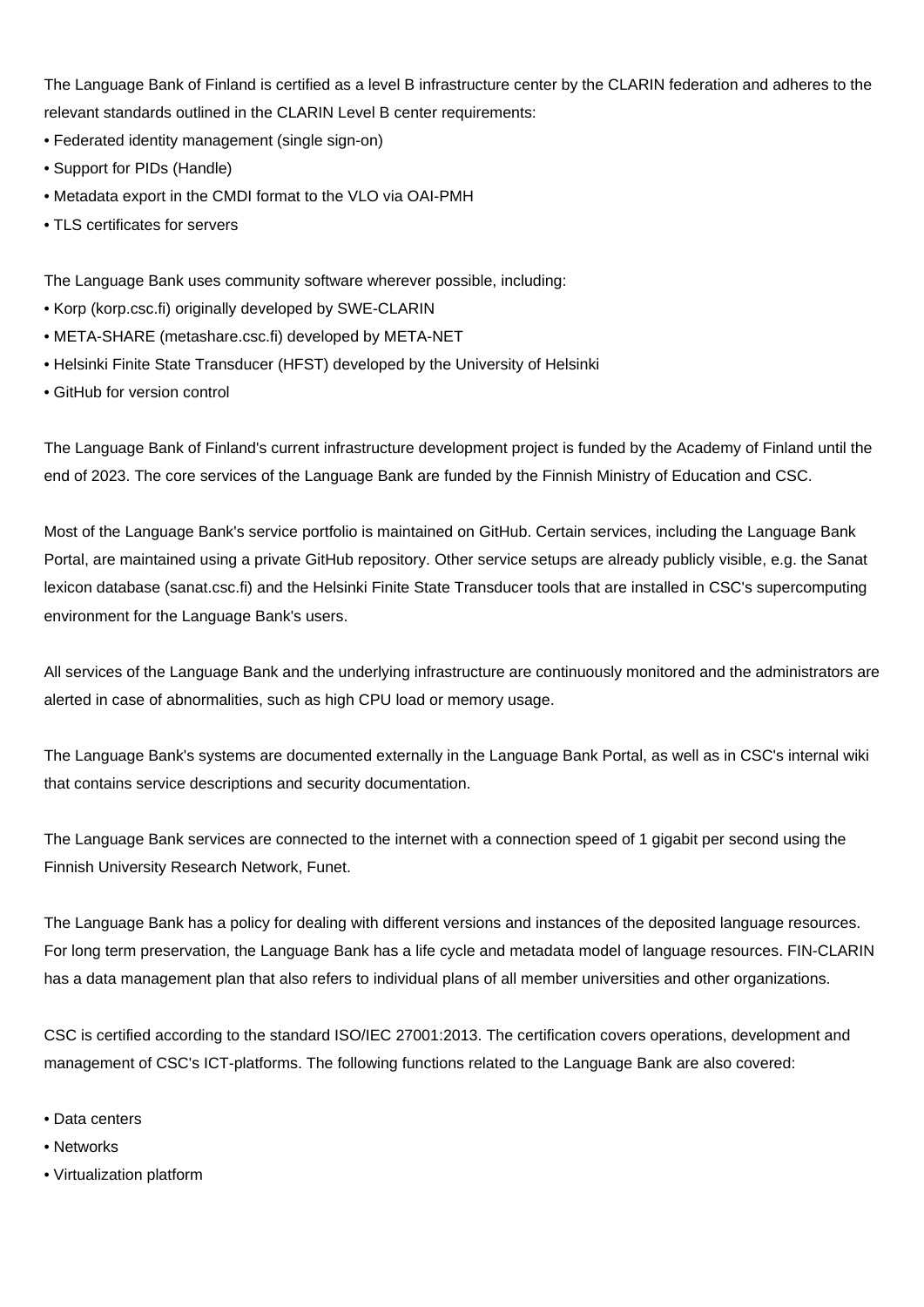The Language Bank of Finland is certified as a level B infrastructure center by the CLARIN federation and adheres to the relevant standards outlined in the CLARIN Level B center requirements:

- Federated identity management (single sign-on)
- Support for PIDs (Handle)
- Metadata export in the CMDI format to the VLO via OAI-PMH
- TLS certificates for servers

The Language Bank uses community software wherever possible, including:

- Korp (korp.csc.fi) originally developed by SWE-CLARIN
- META-SHARE (metashare.csc.fi) developed by META-NET
- Helsinki Finite State Transducer (HFST) developed by the University of Helsinki
- GitHub for version control

The Language Bank of Finland's current infrastructure development project is funded by the Academy of Finland until the end of 2023. The core services of the Language Bank are funded by the Finnish Ministry of Education and CSC.

Most of the Language Bank's service portfolio is maintained on GitHub. Certain services, including the Language Bank Portal, are maintained using a private GitHub repository. Other service setups are already publicly visible, e.g. the Sanat lexicon database (sanat.csc.fi) and the Helsinki Finite State Transducer tools that are installed in CSC's supercomputing environment for the Language Bank's users.

All services of the Language Bank and the underlying infrastructure are continuously monitored and the administrators are alerted in case of abnormalities, such as high CPU load or memory usage.

The Language Bank's systems are documented externally in the Language Bank Portal, as well as in CSC's internal wiki that contains service descriptions and security documentation.

The Language Bank services are connected to the internet with a connection speed of 1 gigabit per second using the Finnish University Research Network, Funet.

The Language Bank has a policy for dealing with different versions and instances of the deposited language resources. For long term preservation, the Language Bank has a life cycle and metadata model of language resources. FIN-CLARIN has a data management plan that also refers to individual plans of all member universities and other organizations.

CSC is certified according to the standard ISO/IEC 27001:2013. The certification covers operations, development and management of CSC's ICT-platforms. The following functions related to the Language Bank are also covered:

- Data centers
- Networks
- Virtualization platform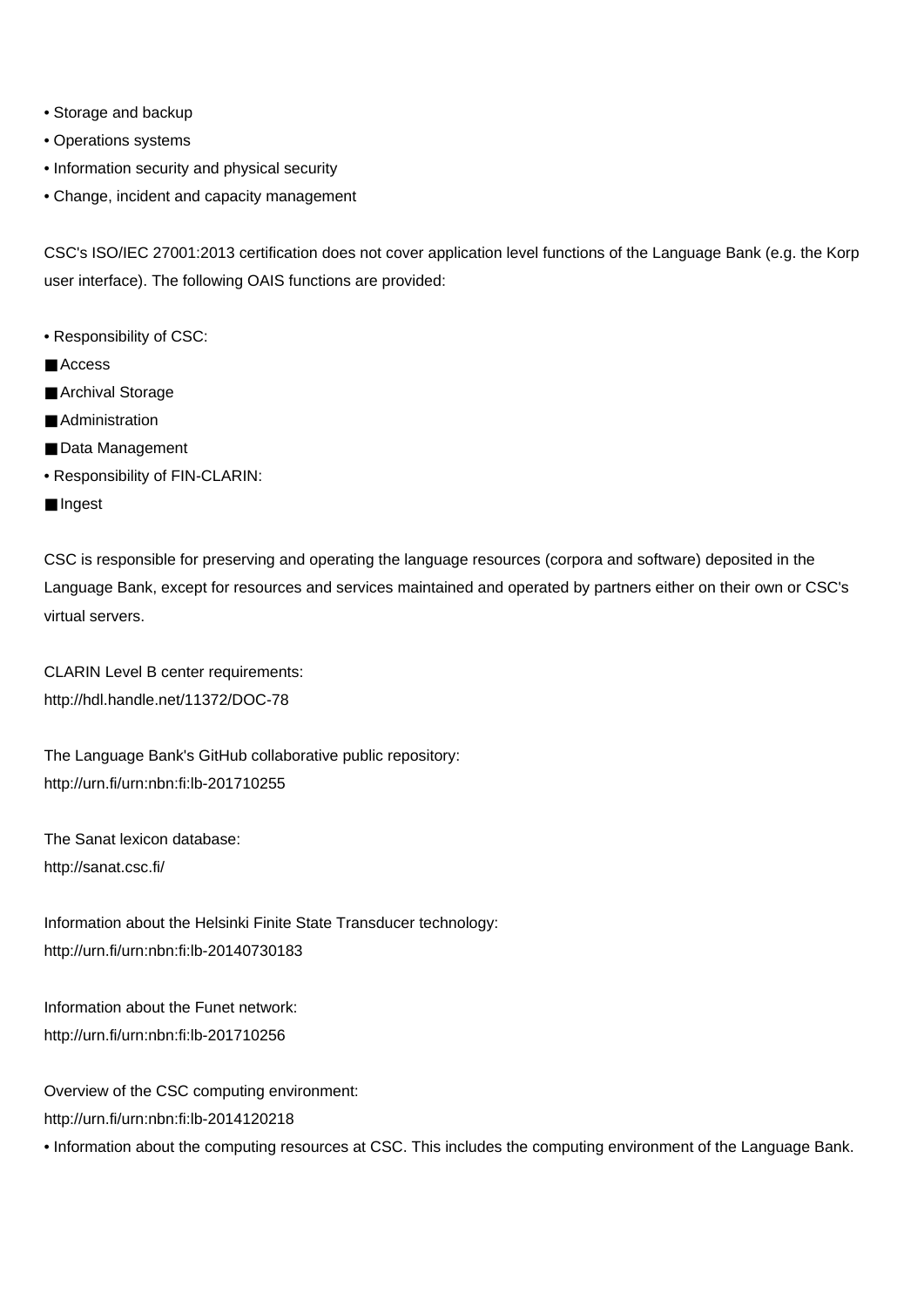- Storage and backup
- Operations systems
- Information security and physical security
- Change, incident and capacity management

CSC's ISO/IEC 27001:2013 certification does not cover application level functions of the Language Bank (e.g. the Korp user interface). The following OAIS functions are provided:

- Responsibility of CSC:
  - Access
  - Archival Storage
  - Administration
  - Data Management
- Responsibility of FIN-CLARIN:
  - Ingest

CSC is responsible for preserving and operating the language resources (corpora and software) deposited in the Language Bank, except for resources and services maintained and operated by partners either on their own or CSC's virtual servers.

CLARIN Level B center requirements:
http://hdl.handle.net/11372/DOC-78

The Language Bank's GitHub collaborative public repository:
http://urn.fi/urn:nbn:fi:lb-201710255

The Sanat lexicon database:
http://sanat.csc.fi/

Information about the Helsinki Finite State Transducer technology:
http://urn.fi/urn:nbn:fi:lb-20140730183

Information about the Funet network:
http://urn.fi/urn:nbn:fi:lb-201710256

Overview of the CSC computing environment:
http://urn.fi/urn:nbn:fi:lb-2014120218

- Information about the computing resources at CSC. This includes the computing environment of the Language Bank.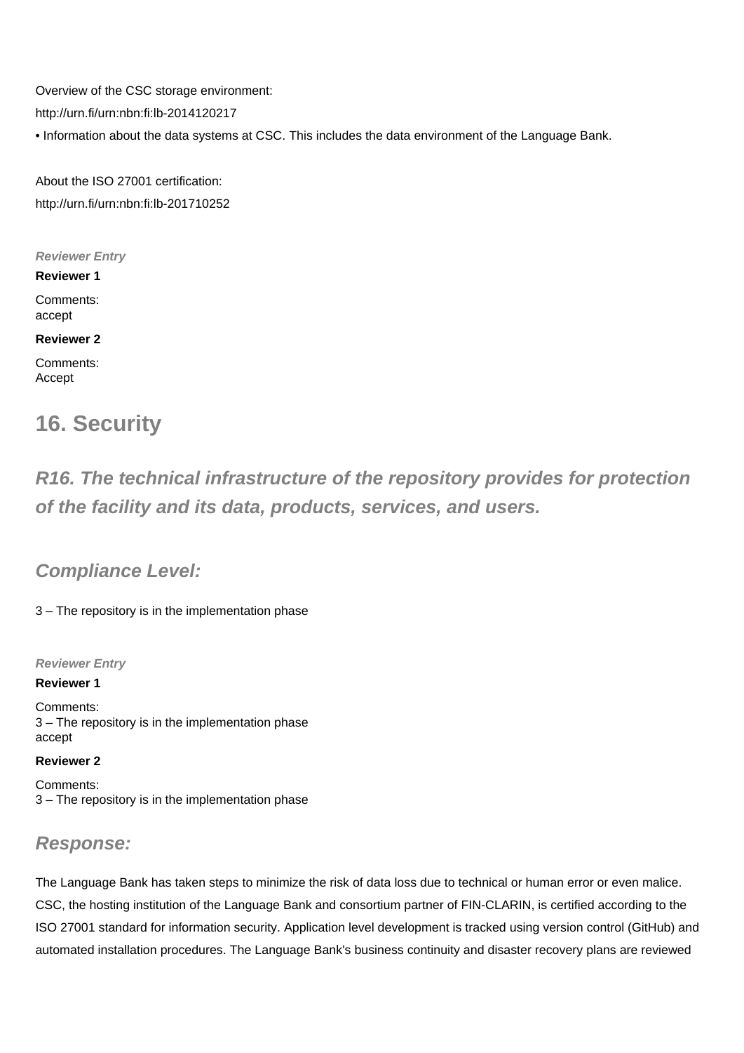Overview of the CSC storage environment:

http://urn.fi/urn:nbn:fi:lb-2014120217

• Information about the data systems at CSC. This includes the data environment of the Language Bank.

About the ISO 27001 certification:

http://urn.fi/urn:nbn:fi:lb-201710252

***Reviewer Entry***

**Reviewer 1**

Comments:
accept

**Reviewer 2**

Comments:
Accept

## 16. Security

### *R16. The technical infrastructure of the repository provides for protection of the facility and its data, products, services, and users.*

### *Compliance Level:*

3 – The repository is in the implementation phase

***Reviewer Entry***

**Reviewer 1**

Comments:
3 – The repository is in the implementation phase
accept

**Reviewer 2**

Comments:
3 – The repository is in the implementation phase

### *Response:*

The Language Bank has taken steps to minimize the risk of data loss due to technical or human error or even malice. CSC, the hosting institution of the Language Bank and consortium partner of FIN-CLARIN, is certified according to the ISO 27001 standard for information security. Application level development is tracked using version control (GitHub) and automated installation procedures. The Language Bank's business continuity and disaster recovery plans are reviewed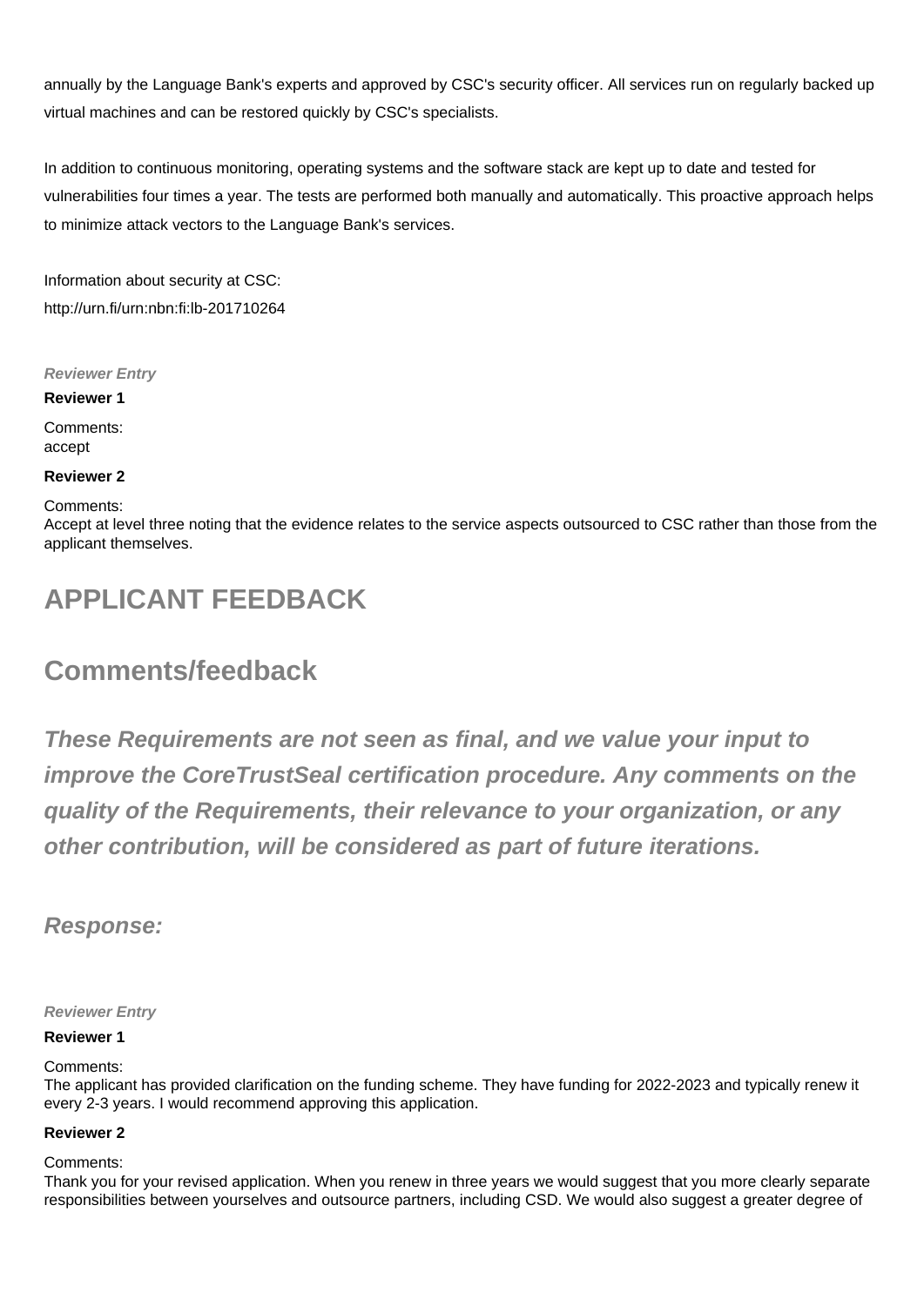annually by the Language Bank's experts and approved by CSC's security officer. All services run on regularly backed up virtual machines and can be restored quickly by CSC's specialists.

In addition to continuous monitoring, operating systems and the software stack are kept up to date and tested for vulnerabilities four times a year. The tests are performed both manually and automatically. This proactive approach helps to minimize attack vectors to the Language Bank's services.

Information about security at CSC:
http://urn.fi/urn:nbn:fi:lb-201710264

***Reviewer Entry***

**Reviewer 1**

Comments:
accept

**Reviewer 2**

Comments:
Accept at level three noting that the evidence relates to the service aspects outsourced to CSC rather than those from the applicant themselves.

# APPLICANT FEEDBACK

## Comments/feedback

***These Requirements are not seen as final, and we value your input to improve the CoreTrustSeal certification procedure. Any comments on the quality of the Requirements, their relevance to your organization, or any other contribution, will be considered as part of future iterations.***

***Response:***

***Reviewer Entry***

**Reviewer 1**

Comments:
The applicant has provided clarification on the funding scheme. They have funding for 2022-2023 and typically renew it every 2-3 years. I would recommend approving this application.

**Reviewer 2**

Comments:
Thank you for your revised application. When you renew in three years we would suggest that you more clearly separate responsibilities between yourselves and outsource partners, including CSD. We would also suggest a greater degree of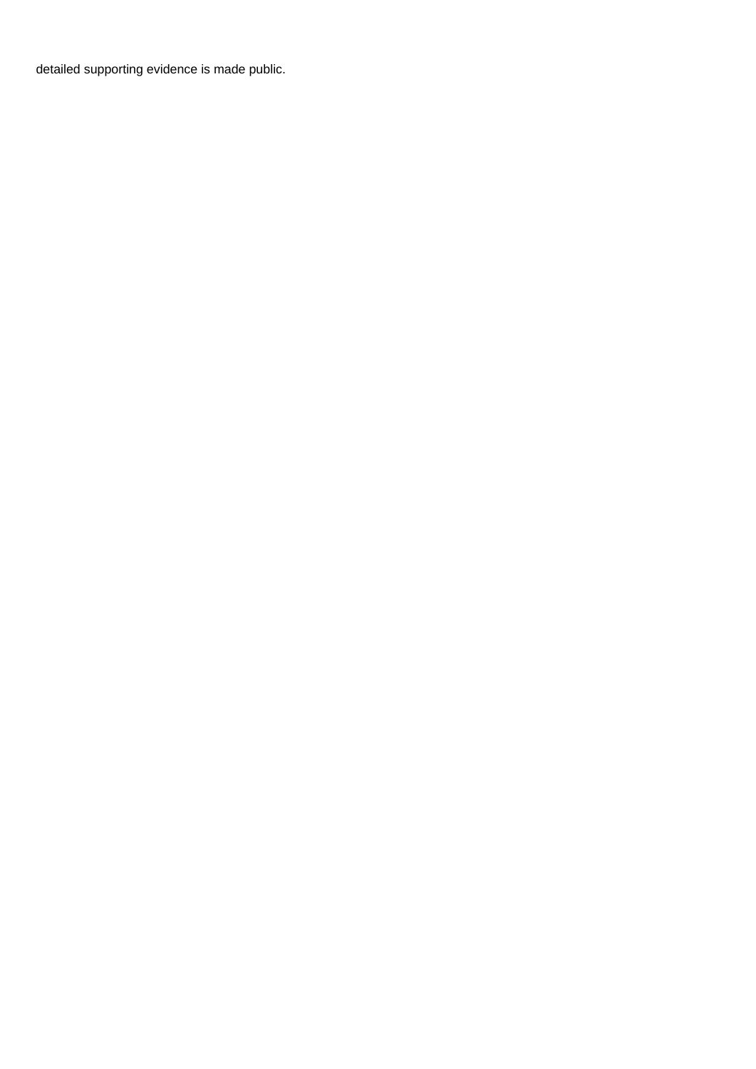detailed supporting evidence is made public.